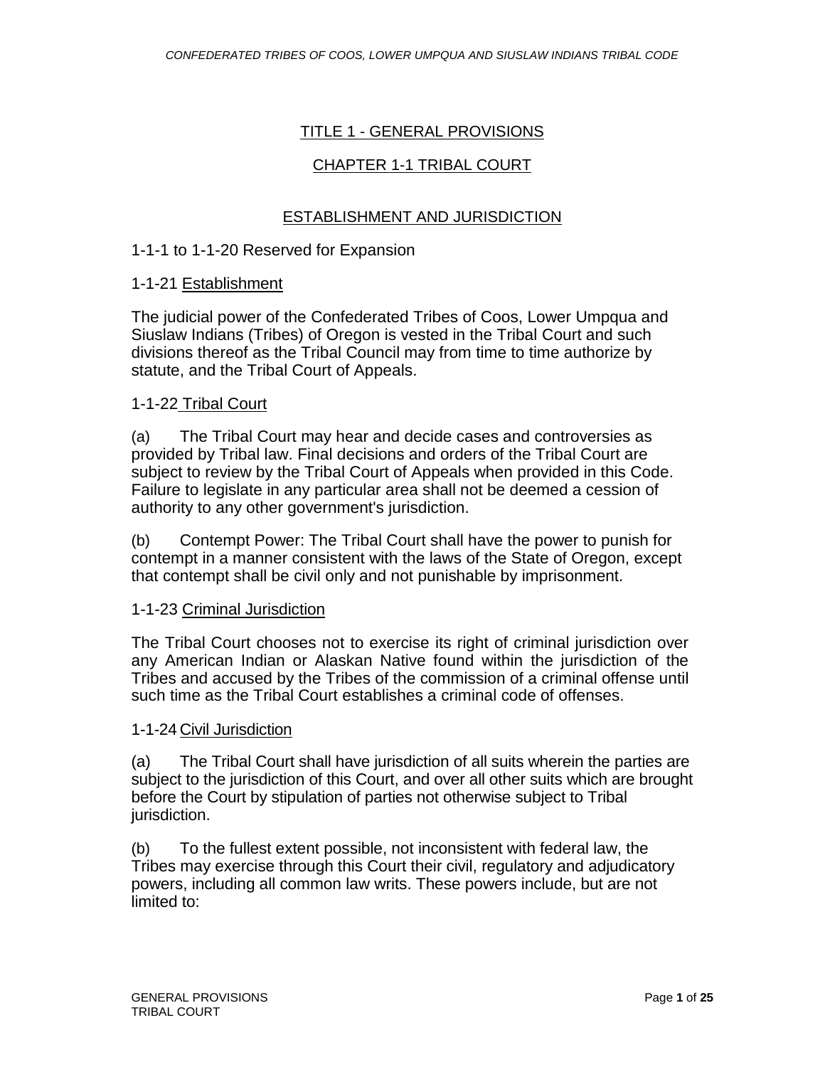# TITLE 1 - GENERAL PROVISIONS

## CHAPTER 1-1 TRIBAL COURT

### ESTABLISHMENT AND JURISDICTION

1-1-1 to 1-1-20 Reserved for Expansion

1-1-21 Establishment

The judicial power of the Confederated Tribes of Coos, Lower Umpqua and Siuslaw Indians (Tribes) of Oregon is vested in the Tribal Court and such divisions thereof as the Tribal Council may from time to time authorize by statute, and the Tribal Court of Appeals.

1-1-22 Tribal Court

(a) The Tribal Court may hear and decide cases and controversies as provided by Tribal law. Final decisions and orders of the Tribal Court are subject to review by the Tribal Court of Appeals when provided in this Code. Failure to legislate in any particular area shall not be deemed a cession of authority to any other government's jurisdiction.

(b) Contempt Power: The Tribal Court shall have the power to punish for contempt in a manner consistent with the laws of the State of Oregon, except that contempt shall be civil only and not punishable by imprisonment.

1-1-23 Criminal Jurisdiction

The Tribal Court chooses not to exercise its right of criminal jurisdiction over any American Indian or Alaskan Native found within the jurisdiction of the Tribes and accused by the Tribes of the commission of a criminal offense until such time as the Tribal Court establishes a criminal code of offenses.

1-1-24 Civil Jurisdiction

(a) The Tribal Court shall have jurisdiction of all suits wherein the parties are subject to the jurisdiction of this Court, and over all other suits which are brought before the Court by stipulation of parties not otherwise subject to Tribal jurisdiction.

(b) To the fullest extent possible, not inconsistent with federal law, the Tribes may exercise through this Court their civil, regulatory and adjudicatory powers, including all common law writs. These powers include, but are not limited to: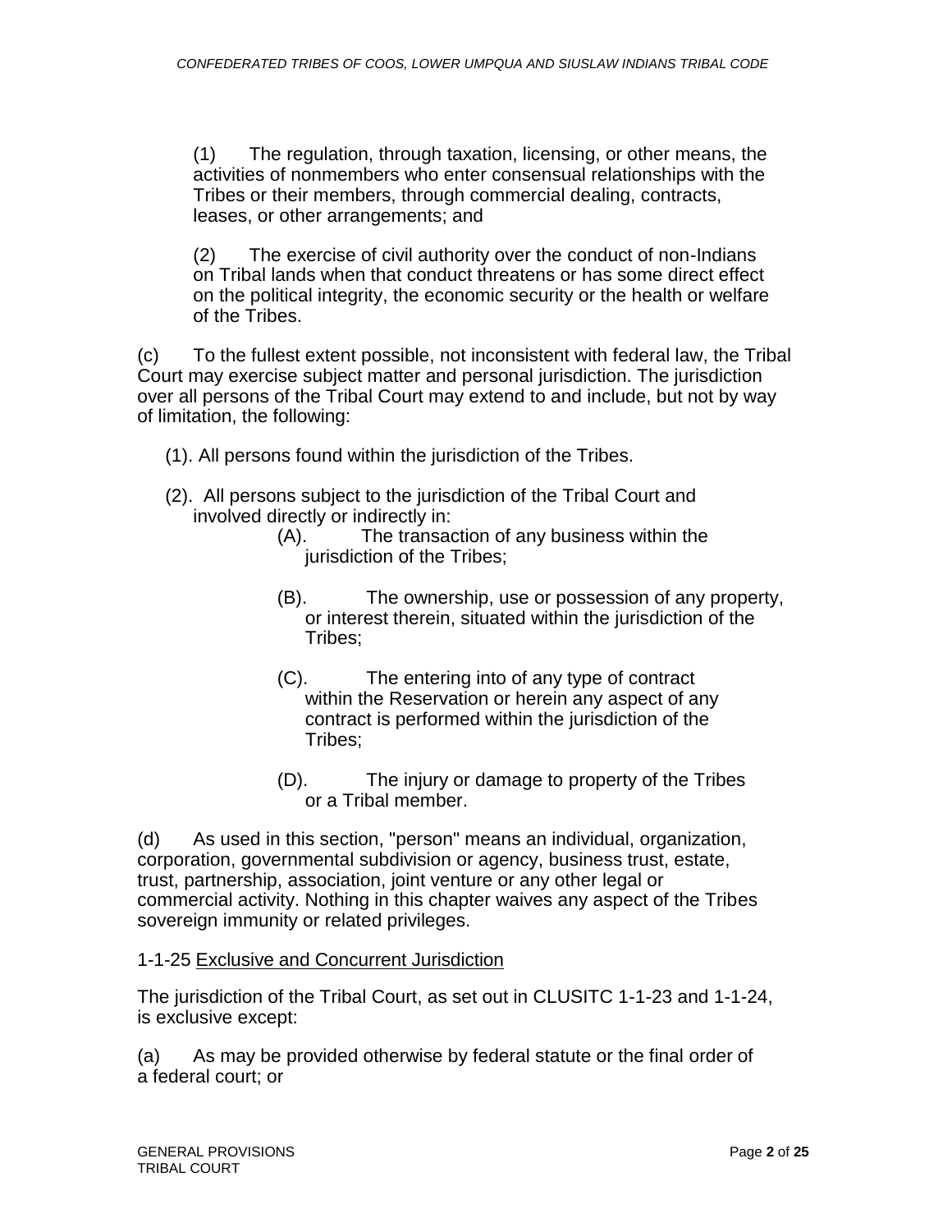(1) The regulation, through taxation, licensing, or other means, the activities of nonmembers who enter consensual relationships with the Tribes or their members, through commercial dealing, contracts, leases, or other arrangements; and

(2) The exercise of civil authority over the conduct of non-Indians on Tribal lands when that conduct threatens or has some direct effect on the political integrity, the economic security or the health or welfare of the Tribes.

(c) To the fullest extent possible, not inconsistent with federal law, the Tribal Court may exercise subject matter and personal jurisdiction. The jurisdiction over all persons of the Tribal Court may extend to and include, but not by way of limitation, the following:

(1). All persons found within the jurisdiction of the Tribes.

(2). All persons subject to the jurisdiction of the Tribal Court and involved directly or indirectly in:

(A). The transaction of any business within the jurisdiction of the Tribes;

(B). The ownership, use or possession of any property, or interest therein, situated within the jurisdiction of the Tribes;

(C). The entering into of any type of contract within the Reservation or herein any aspect of any contract is performed within the jurisdiction of the Tribes;

(D). The injury or damage to property of the Tribes or a Tribal member.

(d) As used in this section, "person" means an individual, organization, corporation, governmental subdivision or agency, business trust, estate, trust, partnership, association, joint venture or any other legal or commercial activity. Nothing in this chapter waives any aspect of the Tribes sovereign immunity or related privileges.

1-1-25 Exclusive and Concurrent Jurisdiction

The jurisdiction of the Tribal Court, as set out in CLUSITC 1-1-23 and 1-1-24, is exclusive except:

(a) As may be provided otherwise by federal statute or the final order of a federal court; or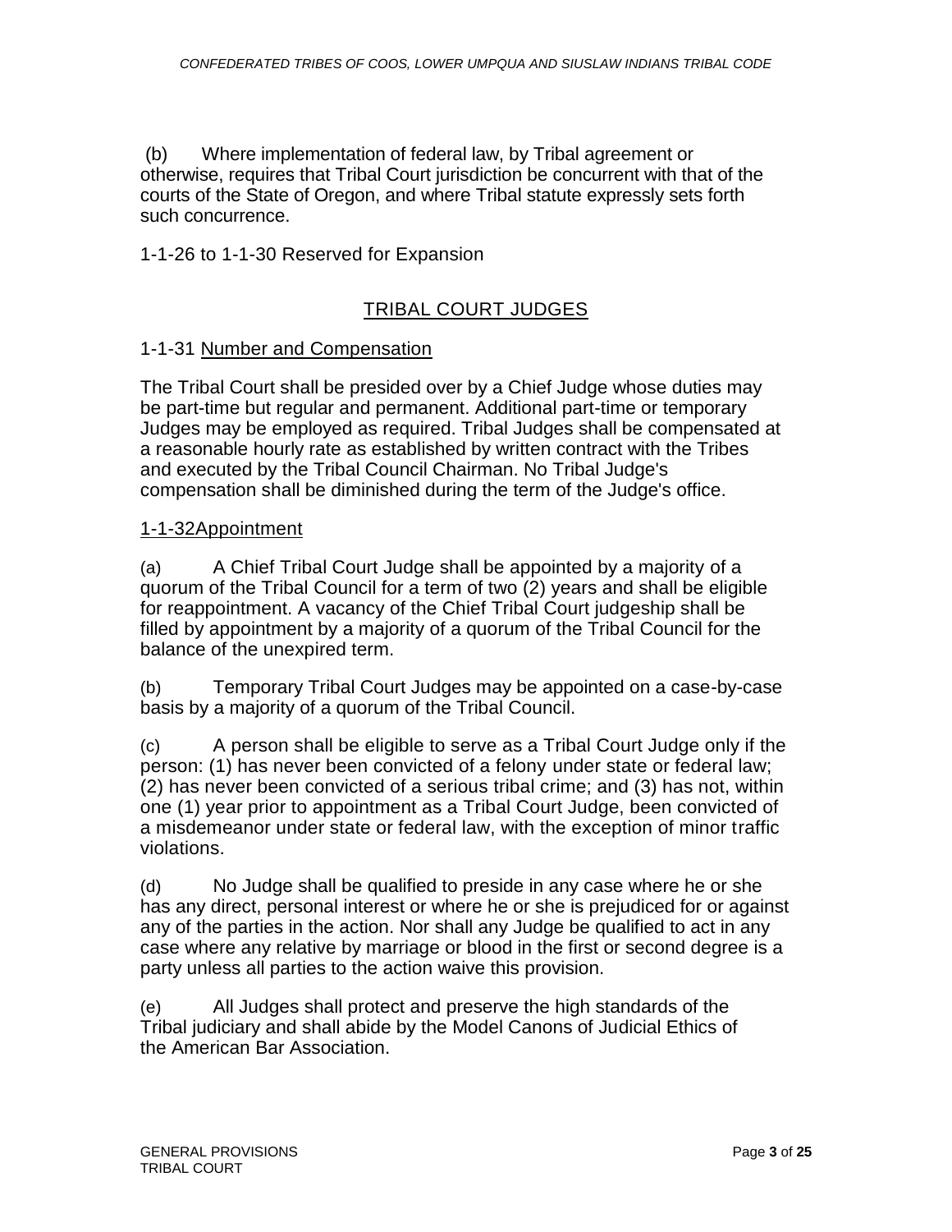(b) Where implementation of federal law, by Tribal agreement or otherwise, requires that Tribal Court jurisdiction be concurrent with that of the courts of the State of Oregon, and where Tribal statute expressly sets forth such concurrence.

1-1-26 to 1-1-30 Reserved for Expansion

## TRIBAL COURT JUDGES

### 1-1-31 Number and Compensation

The Tribal Court shall be presided over by a Chief Judge whose duties may be part-time but regular and permanent. Additional part-time or temporary Judges may be employed as required. Tribal Judges shall be compensated at a reasonable hourly rate as established by written contract with the Tribes and executed by the Tribal Council Chairman. No Tribal Judge's compensation shall be diminished during the term of the Judge's office.

### 1-1-32Appointment

(a) A Chief Tribal Court Judge shall be appointed by a majority of a quorum of the Tribal Council for a term of two (2) years and shall be eligible for reappointment. A vacancy of the Chief Tribal Court judgeship shall be filled by appointment by a majority of a quorum of the Tribal Council for the balance of the unexpired term.

(b) Temporary Tribal Court Judges may be appointed on a case-by-case basis by a majority of a quorum of the Tribal Council.

(c) A person shall be eligible to serve as a Tribal Court Judge only if the person: (1) has never been convicted of a felony under state or federal law; (2) has never been convicted of a serious tribal crime; and (3) has not, within one (1) year prior to appointment as a Tribal Court Judge, been convicted of a misdemeanor under state or federal law, with the exception of minor traffic violations.

(d) No Judge shall be qualified to preside in any case where he or she has any direct, personal interest or where he or she is prejudiced for or against any of the parties in the action. Nor shall any Judge be qualified to act in any case where any relative by marriage or blood in the first or second degree is a party unless all parties to the action waive this provision.

(e) All Judges shall protect and preserve the high standards of the Tribal judiciary and shall abide by the Model Canons of Judicial Ethics of the American Bar Association.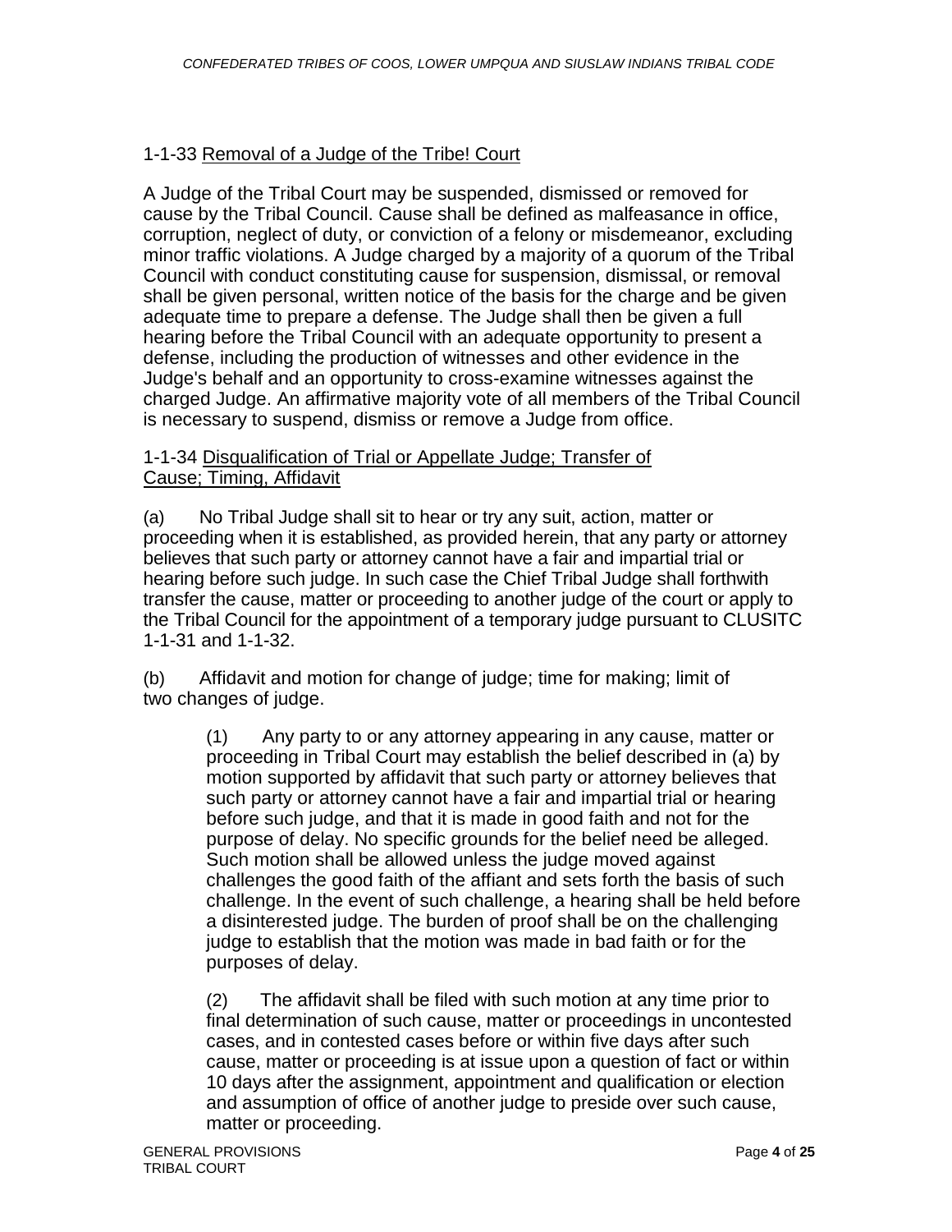1-1-33 Removal of a Judge of the Tribe! Court

A Judge of the Tribal Court may be suspended, dismissed or removed for cause by the Tribal Council. Cause shall be defined as malfeasance in office, corruption, neglect of duty, or conviction of a felony or misdemeanor, excluding minor traffic violations. A Judge charged by a majority of a quorum of the Tribal Council with conduct constituting cause for suspension, dismissal, or removal shall be given personal, written notice of the basis for the charge and be given adequate time to prepare a defense. The Judge shall then be given a full hearing before the Tribal Council with an adequate opportunity to present a defense, including the production of witnesses and other evidence in the Judge's behalf and an opportunity to cross-examine witnesses against the charged Judge. An affirmative majority vote of all members of the Tribal Council is necessary to suspend, dismiss or remove a Judge from office.

1-1-34 Disqualification of Trial or Appellate Judge; Transfer of Cause; Timing, Affidavit

(a) No Tribal Judge shall sit to hear or try any suit, action, matter or proceeding when it is established, as provided herein, that any party or attorney believes that such party or attorney cannot have a fair and impartial trial or hearing before such judge. In such case the Chief Tribal Judge shall forthwith transfer the cause, matter or proceeding to another judge of the court or apply to the Tribal Council for the appointment of a temporary judge pursuant to CLUSITC 1-1-31 and 1-1-32.

(b) Affidavit and motion for change of judge; time for making; limit of two changes of judge.

(1) Any party to or any attorney appearing in any cause, matter or proceeding in Tribal Court may establish the belief described in (a) by motion supported by affidavit that such party or attorney believes that such party or attorney cannot have a fair and impartial trial or hearing before such judge, and that it is made in good faith and not for the purpose of delay. No specific grounds for the belief need be alleged. Such motion shall be allowed unless the judge moved against challenges the good faith of the affiant and sets forth the basis of such challenge. In the event of such challenge, a hearing shall be held before a disinterested judge. The burden of proof shall be on the challenging judge to establish that the motion was made in bad faith or for the purposes of delay.

(2) The affidavit shall be filed with such motion at any time prior to final determination of such cause, matter or proceedings in uncontested cases, and in contested cases before or within five days after such cause, matter or proceeding is at issue upon a question of fact or within 10 days after the assignment, appointment and qualification or election and assumption of office of another judge to preside over such cause, matter or proceeding.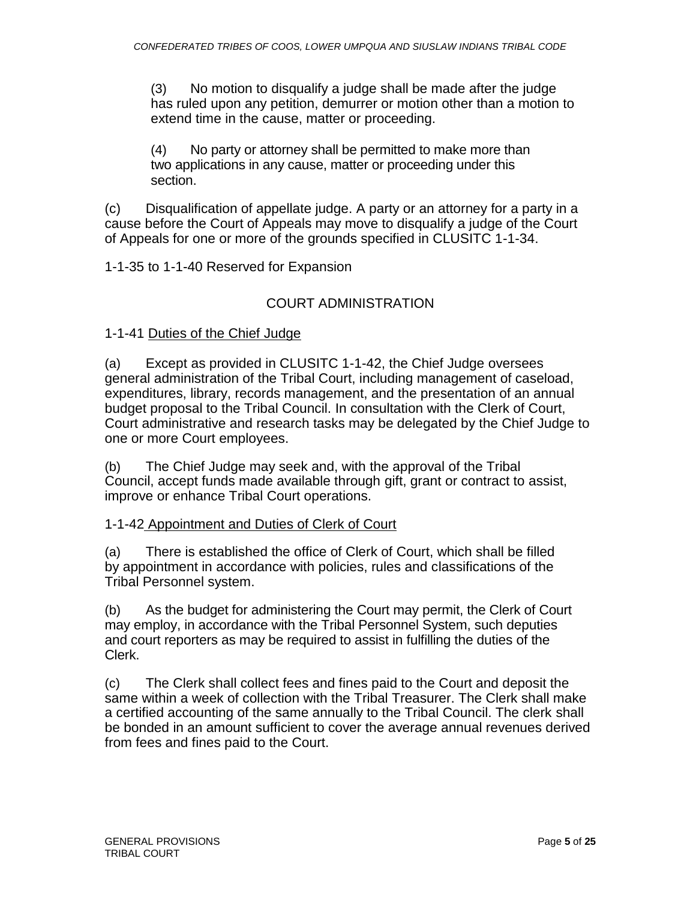(3) No motion to disqualify a judge shall be made after the judge has ruled upon any petition, demurrer or motion other than a motion to extend time in the cause, matter or proceeding.

(4) No party or attorney shall be permitted to make more than two applications in any cause, matter or proceeding under this section.

(c) Disqualification of appellate judge. A party or an attorney for a party in a cause before the Court of Appeals may move to disqualify a judge of the Court of Appeals for one or more of the grounds specified in CLUSITC 1-1-34.

1-1-35 to 1-1-40 Reserved for Expansion

## COURT ADMINISTRATION

### 1-1-41 Duties of the Chief Judge

(a) Except as provided in CLUSITC 1-1-42, the Chief Judge oversees general administration of the Tribal Court, including management of caseload, expenditures, library, records management, and the presentation of an annual budget proposal to the Tribal Council. In consultation with the Clerk of Court, Court administrative and research tasks may be delegated by the Chief Judge to one or more Court employees.

(b) The Chief Judge may seek and, with the approval of the Tribal Council, accept funds made available through gift, grant or contract to assist, improve or enhance Tribal Court operations.

### 1-1-42 Appointment and Duties of Clerk of Court

(a) There is established the office of Clerk of Court, which shall be filled by appointment in accordance with policies, rules and classifications of the Tribal Personnel system.

(b) As the budget for administering the Court may permit, the Clerk of Court may employ, in accordance with the Tribal Personnel System, such deputies and court reporters as may be required to assist in fulfilling the duties of the Clerk.

(c) The Clerk shall collect fees and fines paid to the Court and deposit the same within a week of collection with the Tribal Treasurer. The Clerk shall make a certified accounting of the same annually to the Tribal Council. The clerk shall be bonded in an amount sufficient to cover the average annual revenues derived from fees and fines paid to the Court.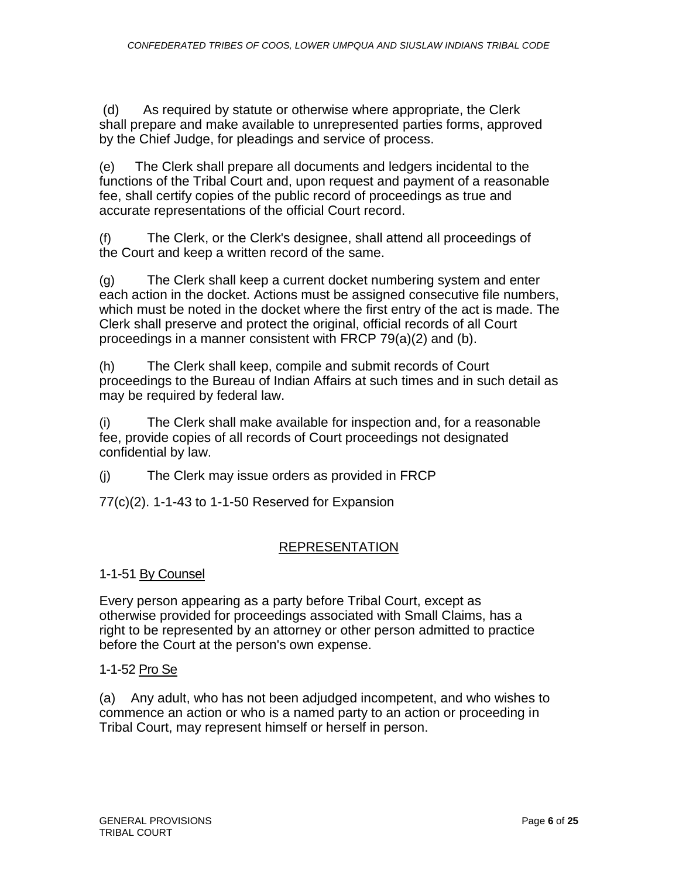(d) As required by statute or otherwise where appropriate, the Clerk shall prepare and make available to unrepresented parties forms, approved by the Chief Judge, for pleadings and service of process.

(e) The Clerk shall prepare all documents and ledgers incidental to the functions of the Tribal Court and, upon request and payment of a reasonable fee, shall certify copies of the public record of proceedings as true and accurate representations of the official Court record.

(f) The Clerk, or the Clerk's designee, shall attend all proceedings of the Court and keep a written record of the same.

(g) The Clerk shall keep a current docket numbering system and enter each action in the docket. Actions must be assigned consecutive file numbers, which must be noted in the docket where the first entry of the act is made. The Clerk shall preserve and protect the original, official records of all Court proceedings in a manner consistent with FRCP 79(a)(2) and (b).

(h) The Clerk shall keep, compile and submit records of Court proceedings to the Bureau of Indian Affairs at such times and in such detail as may be required by federal law.

(i) The Clerk shall make available for inspection and, for a reasonable fee, provide copies of all records of Court proceedings not designated confidential by law.

(j) The Clerk may issue orders as provided in FRCP

77(c)(2). 1-1-43 to 1-1-50 Reserved for Expansion

## REPRESENTATION

1-1-51 By Counsel

Every person appearing as a party before Tribal Court, except as otherwise provided for proceedings associated with Small Claims, has a right to be represented by an attorney or other person admitted to practice before the Court at the person's own expense.

1-1-52 Pro Se

(a) Any adult, who has not been adjudged incompetent, and who wishes to commence an action or who is a named party to an action or proceeding in Tribal Court, may represent himself or herself in person.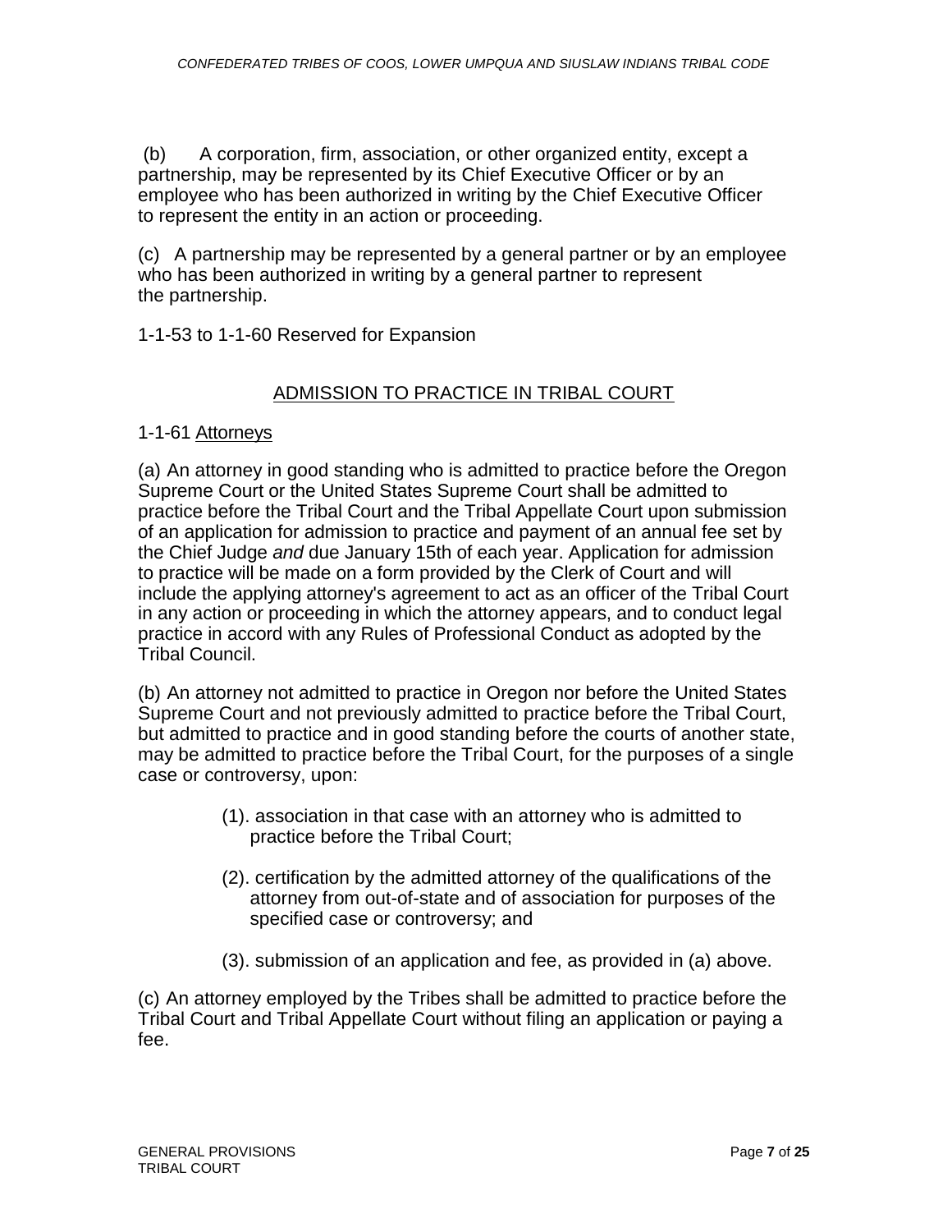(b) A corporation, firm, association, or other organized entity, except a partnership, may be represented by its Chief Executive Officer or by an employee who has been authorized in writing by the Chief Executive Officer to represent the entity in an action or proceeding.

(c) A partnership may be represented by a general partner or by an employee who has been authorized in writing by a general partner to represent the partnership.

1-1-53 to 1-1-60 Reserved for Expansion

## ADMISSION TO PRACTICE IN TRIBAL COURT

1-1-61 Attorneys

(a) An attorney in good standing who is admitted to practice before the Oregon Supreme Court or the United States Supreme Court shall be admitted to practice before the Tribal Court and the Tribal Appellate Court upon submission of an application for admission to practice and payment of an annual fee set by the Chief Judge *and* due January 15th of each year. Application for admission to practice will be made on a form provided by the Clerk of Court and will include the applying attorney's agreement to act as an officer of the Tribal Court in any action or proceeding in which the attorney appears, and to conduct legal practice in accord with any Rules of Professional Conduct as adopted by the Tribal Council.

(b) An attorney not admitted to practice in Oregon nor before the United States Supreme Court and not previously admitted to practice before the Tribal Court, but admitted to practice and in good standing before the courts of another state, may be admitted to practice before the Tribal Court, for the purposes of a single case or controversy, upon:

(1). association in that case with an attorney who is admitted to practice before the Tribal Court;

(2). certification by the admitted attorney of the qualifications of the attorney from out-of-state and of association for purposes of the specified case or controversy; and

(3). submission of an application and fee, as provided in (a) above.

(c) An attorney employed by the Tribes shall be admitted to practice before the Tribal Court and Tribal Appellate Court without filing an application or paying a fee.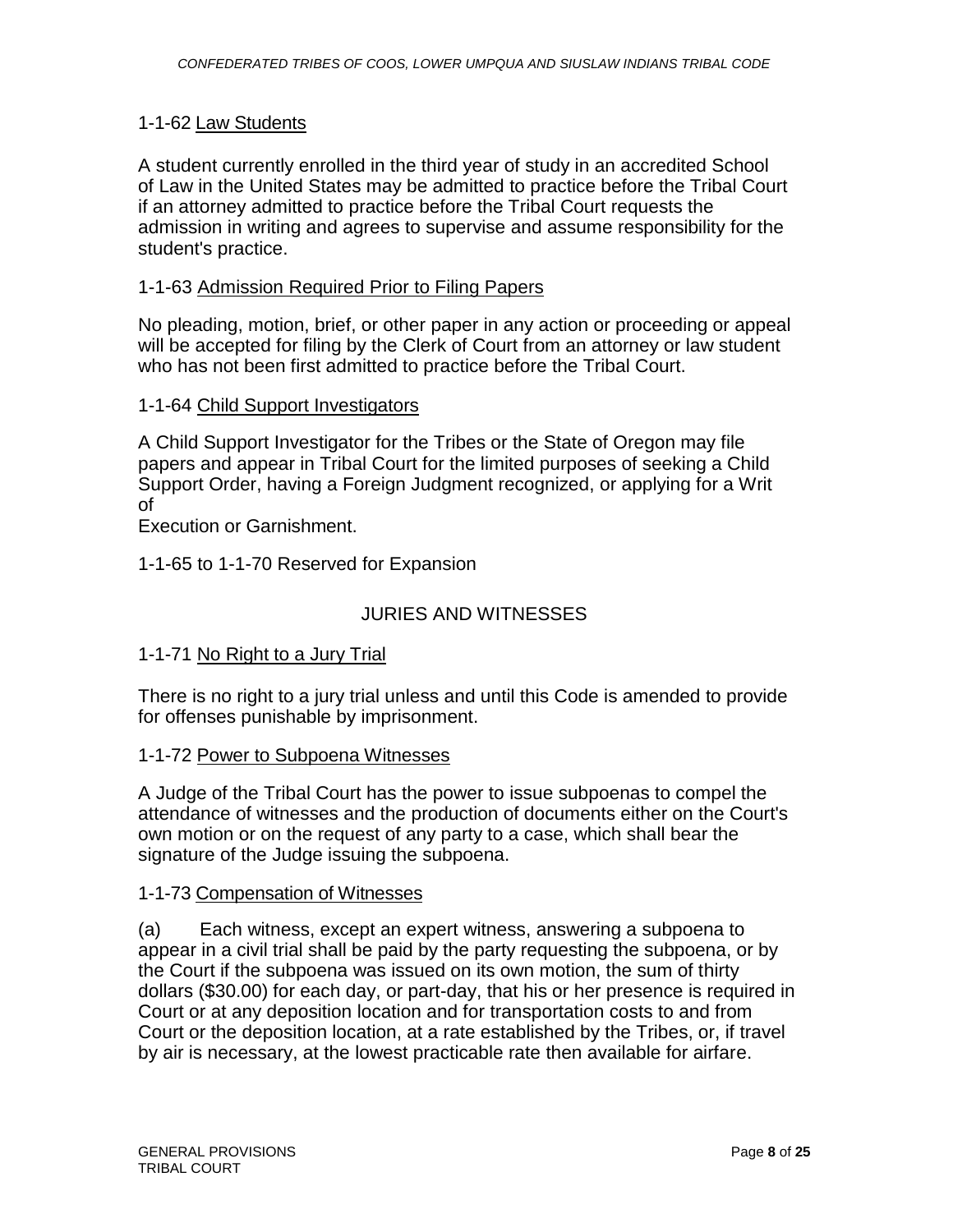1-1-62 Law Students

A student currently enrolled in the third year of study in an accredited School of Law in the United States may be admitted to practice before the Tribal Court if an attorney admitted to practice before the Tribal Court requests the admission in writing and agrees to supervise and assume responsibility for the student's practice.

1-1-63 Admission Required Prior to Filing Papers

No pleading, motion, brief, or other paper in any action or proceeding or appeal will be accepted for filing by the Clerk of Court from an attorney or law student who has not been first admitted to practice before the Tribal Court.

1-1-64 Child Support Investigators

A Child Support Investigator for the Tribes or the State of Oregon may file papers and appear in Tribal Court for the limited purposes of seeking a Child Support Order, having a Foreign Judgment recognized, or applying for a Writ of Execution or Garnishment.

1-1-65 to 1-1-70 Reserved for Expansion

## JURIES AND WITNESSES

1-1-71 No Right to a Jury Trial

There is no right to a jury trial unless and until this Code is amended to provide for offenses punishable by imprisonment.

1-1-72 Power to Subpoena Witnesses

A Judge of the Tribal Court has the power to issue subpoenas to compel the attendance of witnesses and the production of documents either on the Court's own motion or on the request of any party to a case, which shall bear the signature of the Judge issuing the subpoena.

1-1-73 Compensation of Witnesses

(a) Each witness, except an expert witness, answering a subpoena to appear in a civil trial shall be paid by the party requesting the subpoena, or by the Court if the subpoena was issued on its own motion, the sum of thirty dollars ($30.00) for each day, or part-day, that his or her presence is required in Court or at any deposition location and for transportation costs to and from Court or the deposition location, at a rate established by the Tribes, or, if travel by air is necessary, at the lowest practicable rate then available for airfare.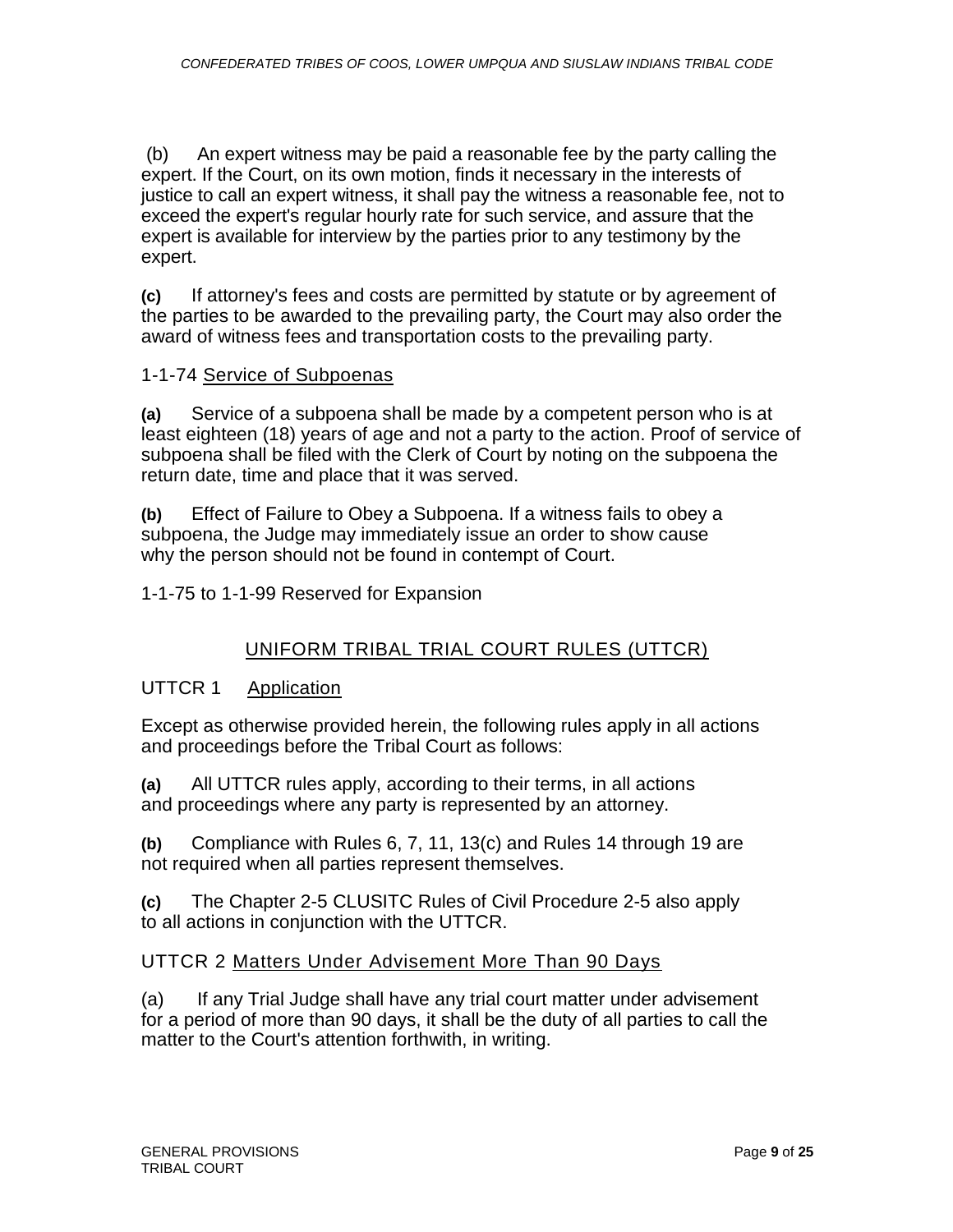(b) An expert witness may be paid a reasonable fee by the party calling the expert. If the Court, on its own motion, finds it necessary in the interests of justice to call an expert witness, it shall pay the witness a reasonable fee, not to exceed the expert's regular hourly rate for such service, and assure that the expert is available for interview by the parties prior to any testimony by the expert.

**(c)** If attorney's fees and costs are permitted by statute or by agreement of the parties to be awarded to the prevailing party, the Court may also order the award of witness fees and transportation costs to the prevailing party.

1-1-74 Service of Subpoenas

**(a)** Service of a subpoena shall be made by a competent person who is at least eighteen (18) years of age and not a party to the action. Proof of service of subpoena shall be filed with the Clerk of Court by noting on the subpoena the return date, time and place that it was served.

**(b)** Effect of Failure to Obey a Subpoena. If a witness fails to obey a subpoena, the Judge may immediately issue an order to show cause why the person should not be found in contempt of Court.

1-1-75 to 1-1-99 Reserved for Expansion

## UNIFORM TRIBAL TRIAL COURT RULES (UTTCR)

UTTCR 1 Application

Except as otherwise provided herein, the following rules apply in all actions and proceedings before the Tribal Court as follows:

**(a)** All UTTCR rules apply, according to their terms, in all actions and proceedings where any party is represented by an attorney.

**(b)** Compliance with Rules 6, 7, 11, 13(c) and Rules 14 through 19 are not required when all parties represent themselves.

**(c)** The Chapter 2-5 CLUSITC Rules of Civil Procedure 2-5 also apply to all actions in conjunction with the UTTCR.

UTTCR 2 Matters Under Advisement More Than 90 Days

(a) If any Trial Judge shall have any trial court matter under advisement for a period of more than 90 days, it shall be the duty of all parties to call the matter to the Court's attention forthwith, in writing.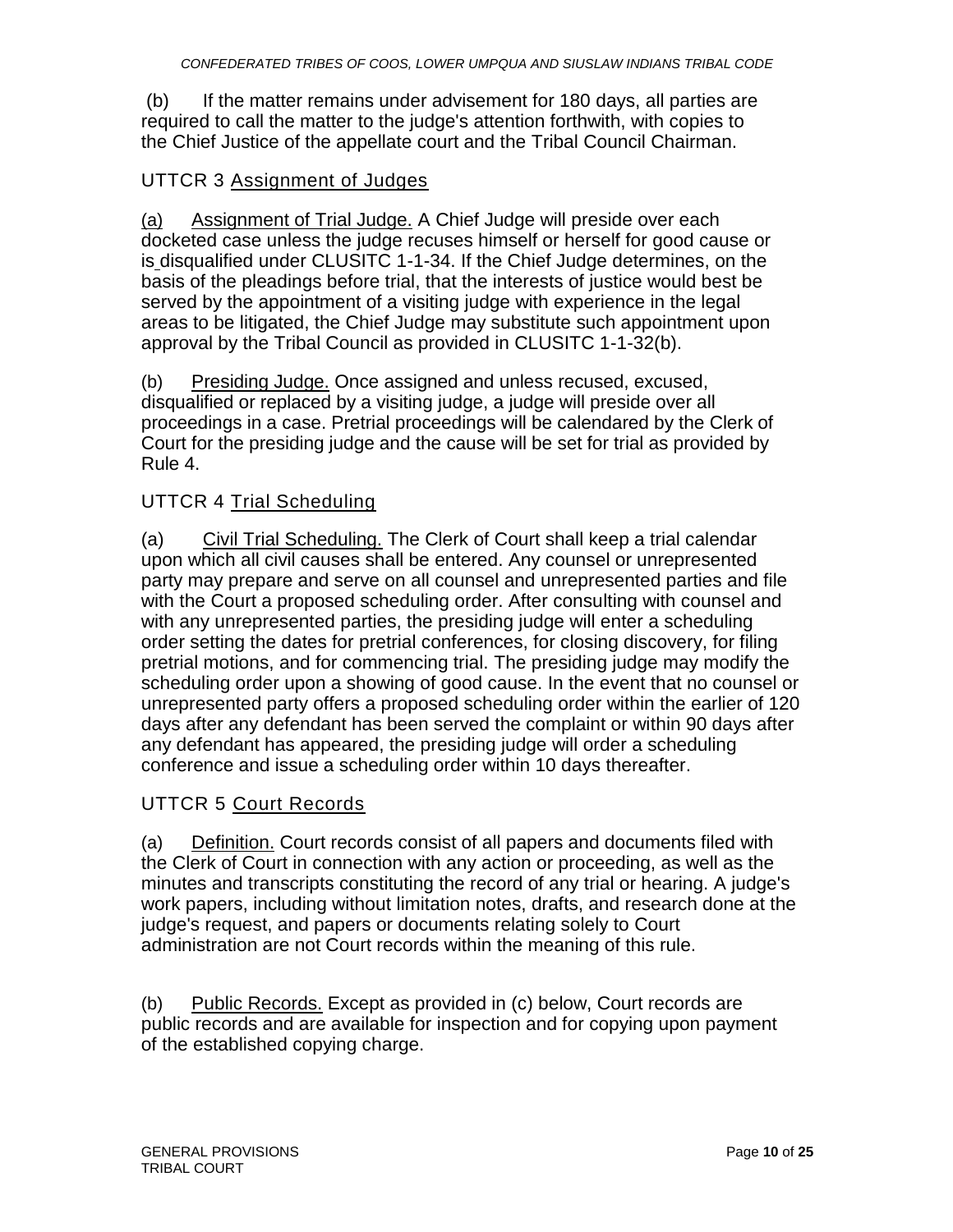(b) If the matter remains under advisement for 180 days, all parties are required to call the matter to the judge's attention forthwith, with copies to the Chief Justice of the appellate court and the Tribal Council Chairman.

## UTTCR 3 Assignment of Judges

(a) Assignment of Trial Judge. A Chief Judge will preside over each docketed case unless the judge recuses himself or herself for good cause or is disqualified under CLUSITC 1-1-34. If the Chief Judge determines, on the basis of the pleadings before trial, that the interests of justice would best be served by the appointment of a visiting judge with experience in the legal areas to be litigated, the Chief Judge may substitute such appointment upon approval by the Tribal Council as provided in CLUSITC 1-1-32(b).

(b) Presiding Judge. Once assigned and unless recused, excused, disqualified or replaced by a visiting judge, a judge will preside over all proceedings in a case. Pretrial proceedings will be calendared by the Clerk of Court for the presiding judge and the cause will be set for trial as provided by Rule 4.

## UTTCR 4 Trial Scheduling

(a) Civil Trial Scheduling. The Clerk of Court shall keep a trial calendar upon which all civil causes shall be entered. Any counsel or unrepresented party may prepare and serve on all counsel and unrepresented parties and file with the Court a proposed scheduling order. After consulting with counsel and with any unrepresented parties, the presiding judge will enter a scheduling order setting the dates for pretrial conferences, for closing discovery, for filing pretrial motions, and for commencing trial. The presiding judge may modify the scheduling order upon a showing of good cause. In the event that no counsel or unrepresented party offers a proposed scheduling order within the earlier of 120 days after any defendant has been served the complaint or within 90 days after any defendant has appeared, the presiding judge will order a scheduling conference and issue a scheduling order within 10 days thereafter.

## UTTCR 5 Court Records

(a) Definition. Court records consist of all papers and documents filed with the Clerk of Court in connection with any action or proceeding, as well as the minutes and transcripts constituting the record of any trial or hearing. A judge's work papers, including without limitation notes, drafts, and research done at the judge's request, and papers or documents relating solely to Court administration are not Court records within the meaning of this rule.

(b) Public Records. Except as provided in (c) below, Court records are public records and are available for inspection and for copying upon payment of the established copying charge.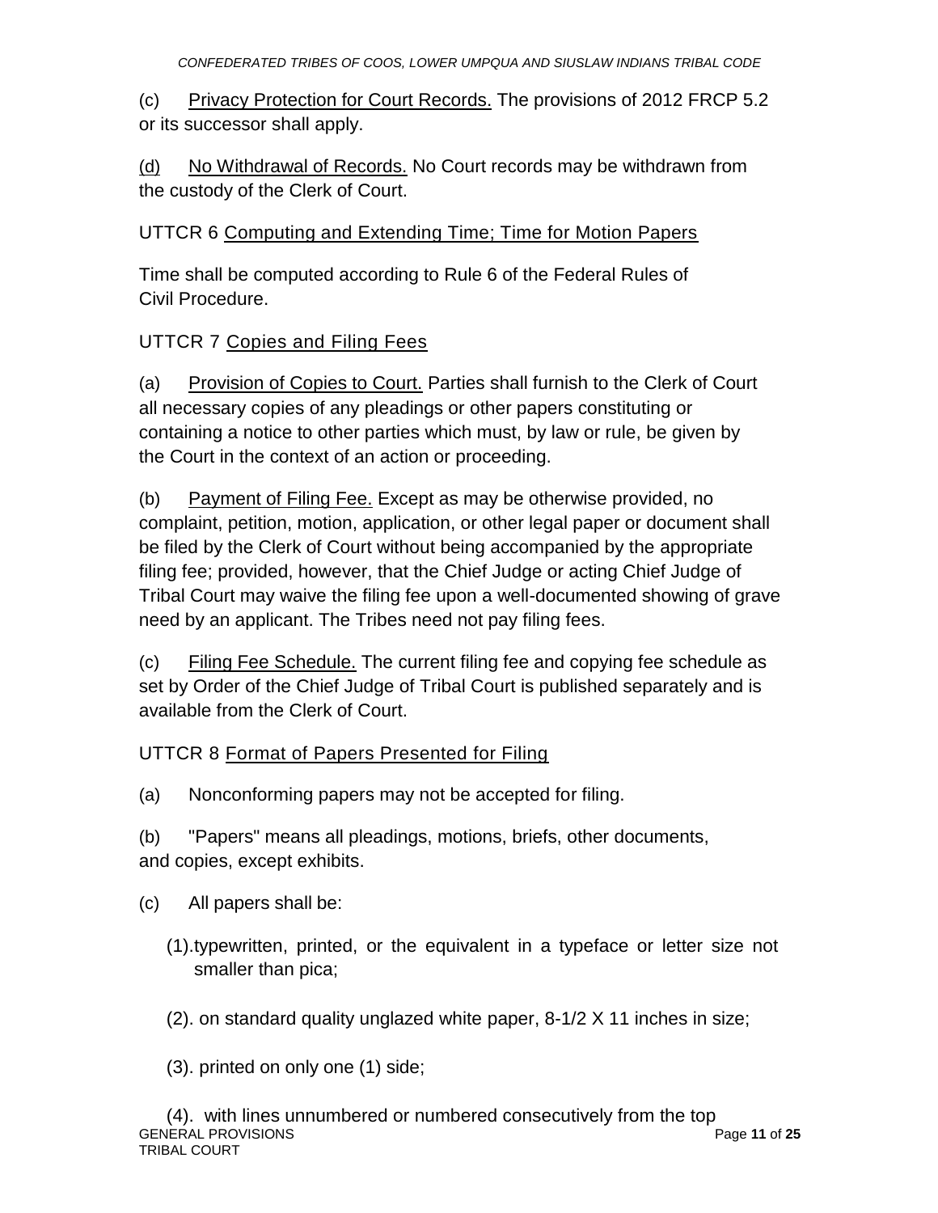(c) Privacy Protection for Court Records. The provisions of 2012 FRCP 5.2 or its successor shall apply.

(d) No Withdrawal of Records. No Court records may be withdrawn from the custody of the Clerk of Court.

## UTTCR 6 Computing and Extending Time; Time for Motion Papers

Time shall be computed according to Rule 6 of the Federal Rules of Civil Procedure.

## UTTCR 7 Copies and Filing Fees

(a) Provision of Copies to Court. Parties shall furnish to the Clerk of Court all necessary copies of any pleadings or other papers constituting or containing a notice to other parties which must, by law or rule, be given by the Court in the context of an action or proceeding.

(b) Payment of Filing Fee. Except as may be otherwise provided, no complaint, petition, motion, application, or other legal paper or document shall be filed by the Clerk of Court without being accompanied by the appropriate filing fee; provided, however, that the Chief Judge or acting Chief Judge of Tribal Court may waive the filing fee upon a well-documented showing of grave need by an applicant. The Tribes need not pay filing fees.

(c) Filing Fee Schedule. The current filing fee and copying fee schedule as set by Order of the Chief Judge of Tribal Court is published separately and is available from the Clerk of Court.

## UTTCR 8 Format of Papers Presented for Filing

(a) Nonconforming papers may not be accepted for filing.

(b) "Papers" means all pleadings, motions, briefs, other documents, and copies, except exhibits.

(c) All papers shall be:

(1). typewritten, printed, or the equivalent in a typeface or letter size not smaller than pica;

(2). on standard quality unglazed white paper, 8-1/2 X 11 inches in size;

(3). printed on only one (1) side;

(4). with lines unnumbered or numbered consecutively from the top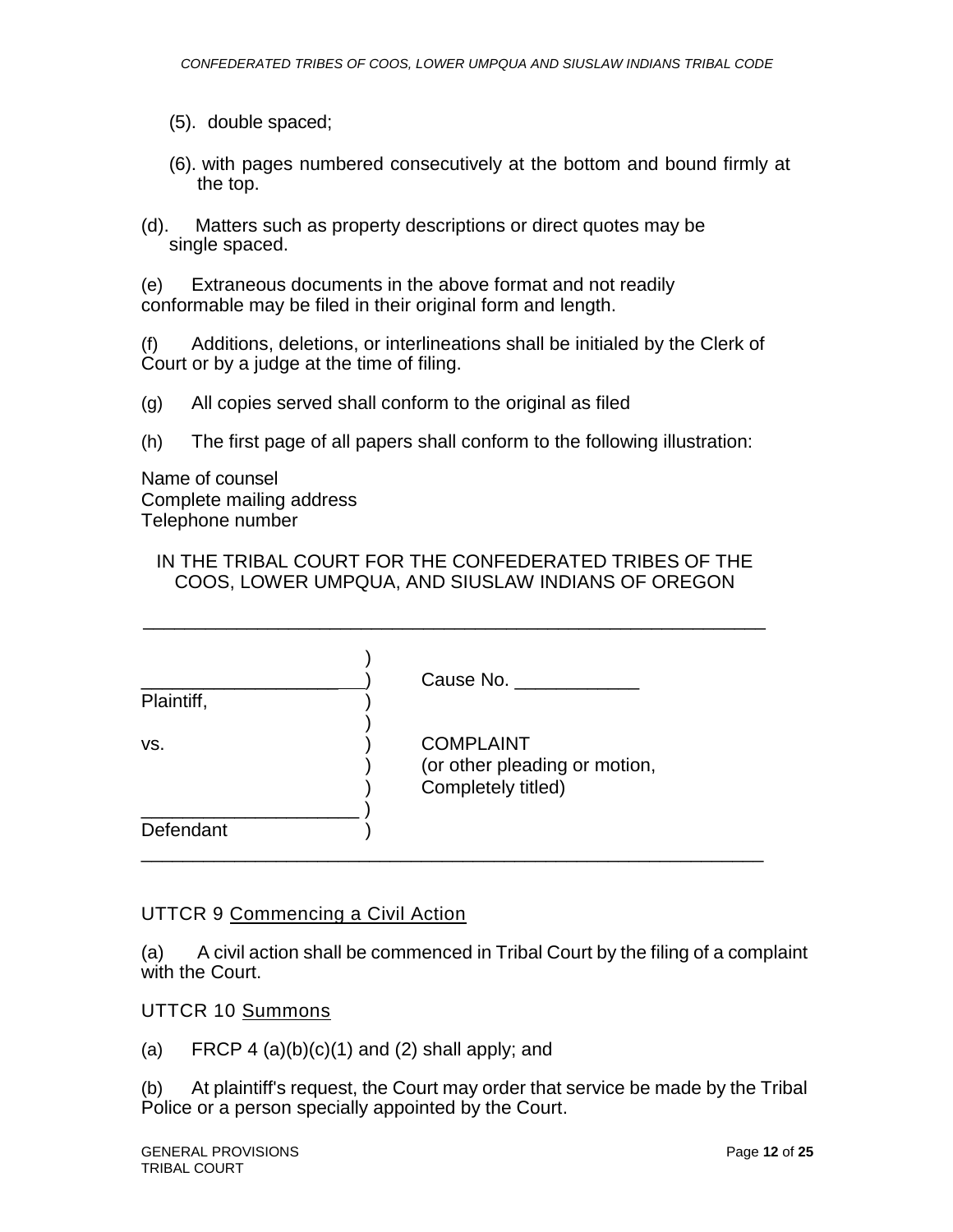(5). double spaced;

(6). with pages numbered consecutively at the bottom and bound firmly at the top.

(d). Matters such as property descriptions or direct quotes may be single spaced.

(e) Extraneous documents in the above format and not readily conformable may be filed in their original form and length.

(f) Additions, deletions, or interlineations shall be initialed by the Clerk of Court or by a judge at the time of filing.

(g) All copies served shall conform to the original as filed

(h) The first page of all papers shall conform to the following illustration:

Name of counsel
Complete mailing address
Telephone number

IN THE TRIBAL COURT FOR THE CONFEDERATED TRIBES OF THE COOS, LOWER UMPQUA, AND SIUSLAW INDIANS OF OREGON

```
_____________________________________________________________
                         )
_____________________    )    Cause No. ____________
Plaintiff,               )
                         )
vs.                      )    COMPLAINT
                         )    (or other pleading or motion,
                         )    Completely titled)
_____________________    )
Defendant                )
_____________________________________________________________
```

UTTCR 9 Commencing a Civil Action

(a) A civil action shall be commenced in Tribal Court by the filing of a complaint with the Court.

UTTCR 10 Summons

(a) FRCP 4 (a)(b)(c)(1) and (2) shall apply; and

(b) At plaintiff's request, the Court may order that service be made by the Tribal Police or a person specially appointed by the Court.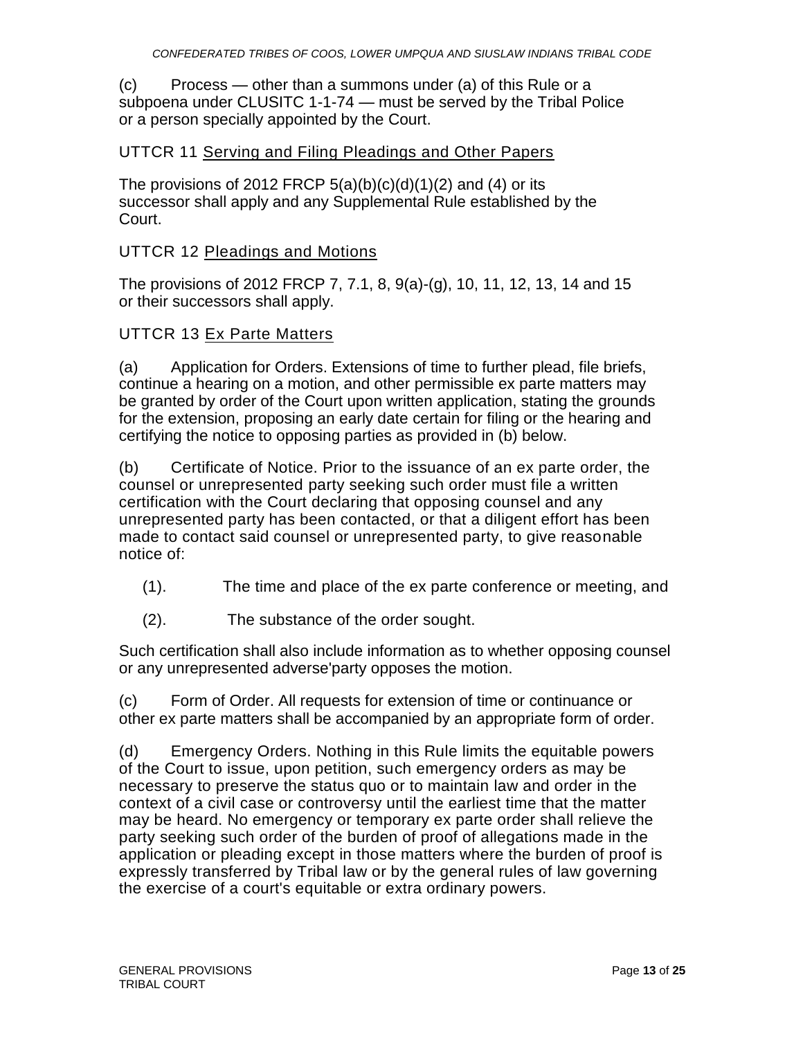(c) Process — other than a summons under (a) of this Rule or a subpoena under CLUSITC 1-1-74 — must be served by the Tribal Police or a person specially appointed by the Court.

## UTTCR 11 Serving and Filing Pleadings and Other Papers

The provisions of 2012 FRCP 5(a)(b)(c)(d)(1)(2) and (4) or its successor shall apply and any Supplemental Rule established by the Court.

## UTTCR 12 Pleadings and Motions

The provisions of 2012 FRCP 7, 7.1, 8, 9(a)-(g), 10, 11, 12, 13, 14 and 15 or their successors shall apply.

## UTTCR 13 Ex Parte Matters

(a) Application for Orders. Extensions of time to further plead, file briefs, continue a hearing on a motion, and other permissible ex parte matters may be granted by order of the Court upon written application, stating the grounds for the extension, proposing an early date certain for filing or the hearing and certifying the notice to opposing parties as provided in (b) below.

(b) Certificate of Notice. Prior to the issuance of an ex parte order, the counsel or unrepresented party seeking such order must file a written certification with the Court declaring that opposing counsel and any unrepresented party has been contacted, or that a diligent effort has been made to contact said counsel or unrepresented party, to give reasonable notice of:

(1). The time and place of the ex parte conference or meeting, and

(2). The substance of the order sought.

Such certification shall also include information as to whether opposing counsel or any unrepresented adverse'party opposes the motion.

(c) Form of Order. All requests for extension of time or continuance or other ex parte matters shall be accompanied by an appropriate form of order.

(d) Emergency Orders. Nothing in this Rule limits the equitable powers of the Court to issue, upon petition, such emergency orders as may be necessary to preserve the status quo or to maintain law and order in the context of a civil case or controversy until the earliest time that the matter may be heard. No emergency or temporary ex parte order shall relieve the party seeking such order of the burden of proof of allegations made in the application or pleading except in those matters where the burden of proof is expressly transferred by Tribal law or by the general rules of law governing the exercise of a court's equitable or extra ordinary powers.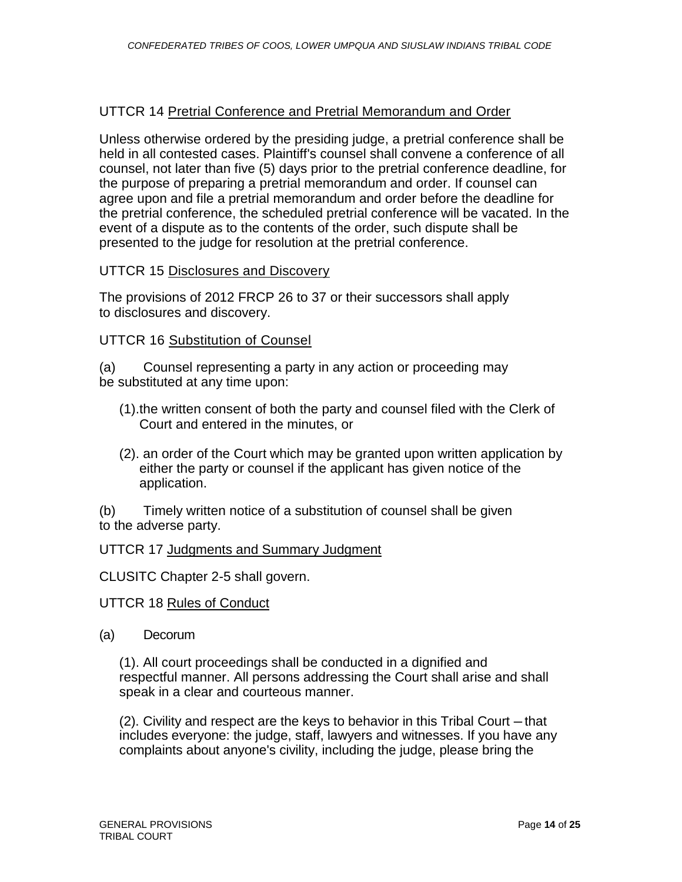## UTTCR 14 Pretrial Conference and Pretrial Memorandum and Order

Unless otherwise ordered by the presiding judge, a pretrial conference shall be held in all contested cases. Plaintiff's counsel shall convene a conference of all counsel, not later than five (5) days prior to the pretrial conference deadline, for the purpose of preparing a pretrial memorandum and order. If counsel can agree upon and file a pretrial memorandum and order before the deadline for the pretrial conference, the scheduled pretrial conference will be vacated. In the event of a dispute as to the contents of the order, such dispute shall be presented to the judge for resolution at the pretrial conference.

## UTTCR 15 Disclosures and Discovery

The provisions of 2012 FRCP 26 to 37 or their successors shall apply to disclosures and discovery.

## UTTCR 16 Substitution of Counsel

(a) Counsel representing a party in any action or proceeding may be substituted at any time upon:

(1). the written consent of both the party and counsel filed with the Clerk of Court and entered in the minutes, or

(2). an order of the Court which may be granted upon written application by either the party or counsel if the applicant has given notice of the application.

(b) Timely written notice of a substitution of counsel shall be given to the adverse party.

## UTTCR 17 Judgments and Summary Judgment

CLUSITC Chapter 2-5 shall govern.

## UTTCR 18 Rules of Conduct

(a) Decorum

(1). All court proceedings shall be conducted in a dignified and respectful manner. All persons addressing the Court shall arise and shall speak in a clear and courteous manner.

(2). Civility and respect are the keys to behavior in this Tribal Court – that includes everyone: the judge, staff, lawyers and witnesses. If you have any complaints about anyone's civility, including the judge, please bring the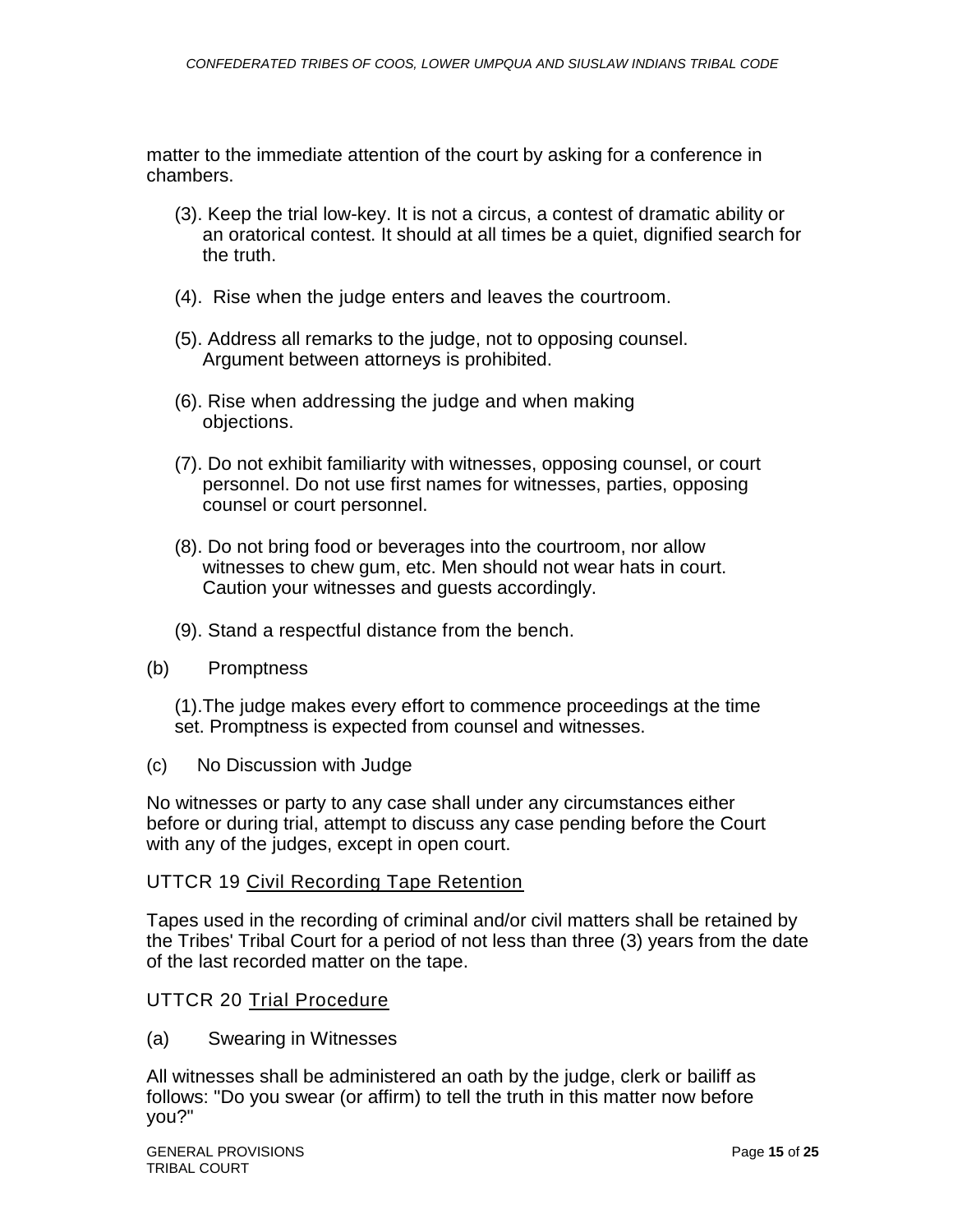matter to the immediate attention of the court by asking for a conference in chambers.

(3). Keep the trial low-key. It is not a circus, a contest of dramatic ability or an oratorical contest. It should at all times be a quiet, dignified search for the truth.

(4). Rise when the judge enters and leaves the courtroom.

(5). Address all remarks to the judge, not to opposing counsel. Argument between attorneys is prohibited.

(6). Rise when addressing the judge and when making objections.

(7). Do not exhibit familiarity with witnesses, opposing counsel, or court personnel. Do not use first names for witnesses, parties, opposing counsel or court personnel.

(8). Do not bring food or beverages into the courtroom, nor allow witnesses to chew gum, etc. Men should not wear hats in court. Caution your witnesses and guests accordingly.

(9). Stand a respectful distance from the bench.

(b) Promptness

(1).The judge makes every effort to commence proceedings at the time set. Promptness is expected from counsel and witnesses.

(c) No Discussion with Judge

No witnesses or party to any case shall under any circumstances either before or during trial, attempt to discuss any case pending before the Court with any of the judges, except in open court.

UTTCR 19 Civil Recording Tape Retention

Tapes used in the recording of criminal and/or civil matters shall be retained by the Tribes' Tribal Court for a period of not less than three (3) years from the date of the last recorded matter on the tape.

UTTCR 20 Trial Procedure

(a) Swearing in Witnesses

All witnesses shall be administered an oath by the judge, clerk or bailiff as follows: "Do you swear (or affirm) to tell the truth in this matter now before you?"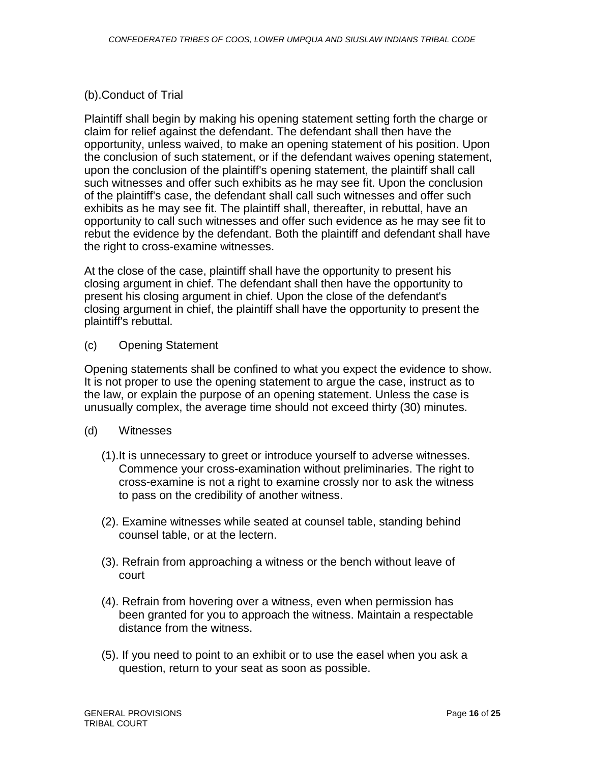(b).Conduct of Trial

Plaintiff shall begin by making his opening statement setting forth the charge or claim for relief against the defendant. The defendant shall then have the opportunity, unless waived, to make an opening statement of his position. Upon the conclusion of such statement, or if the defendant waives opening statement, upon the conclusion of the plaintiff's opening statement, the plaintiff shall call such witnesses and offer such exhibits as he may see fit. Upon the conclusion of the plaintiff's case, the defendant shall call such witnesses and offer such exhibits as he may see fit. The plaintiff shall, thereafter, in rebuttal, have an opportunity to call such witnesses and offer such evidence as he may see fit to rebut the evidence by the defendant. Both the plaintiff and defendant shall have the right to cross-examine witnesses.

At the close of the case, plaintiff shall have the opportunity to present his closing argument in chief. The defendant shall then have the opportunity to present his closing argument in chief. Upon the close of the defendant's closing argument in chief, the plaintiff shall have the opportunity to present the plaintiff's rebuttal.

(c) Opening Statement

Opening statements shall be confined to what you expect the evidence to show. It is not proper to use the opening statement to argue the case, instruct as to the law, or explain the purpose of an opening statement. Unless the case is unusually complex, the average time should not exceed thirty (30) minutes.

(d) Witnesses

(1).It is unnecessary to greet or introduce yourself to adverse witnesses. Commence your cross-examination without preliminaries. The right to cross-examine is not a right to examine crossly nor to ask the witness to pass on the credibility of another witness.

(2). Examine witnesses while seated at counsel table, standing behind counsel table, or at the lectern.

(3). Refrain from approaching a witness or the bench without leave of court

(4). Refrain from hovering over a witness, even when permission has been granted for you to approach the witness. Maintain a respectable distance from the witness.

(5). If you need to point to an exhibit or to use the easel when you ask a question, return to your seat as soon as possible.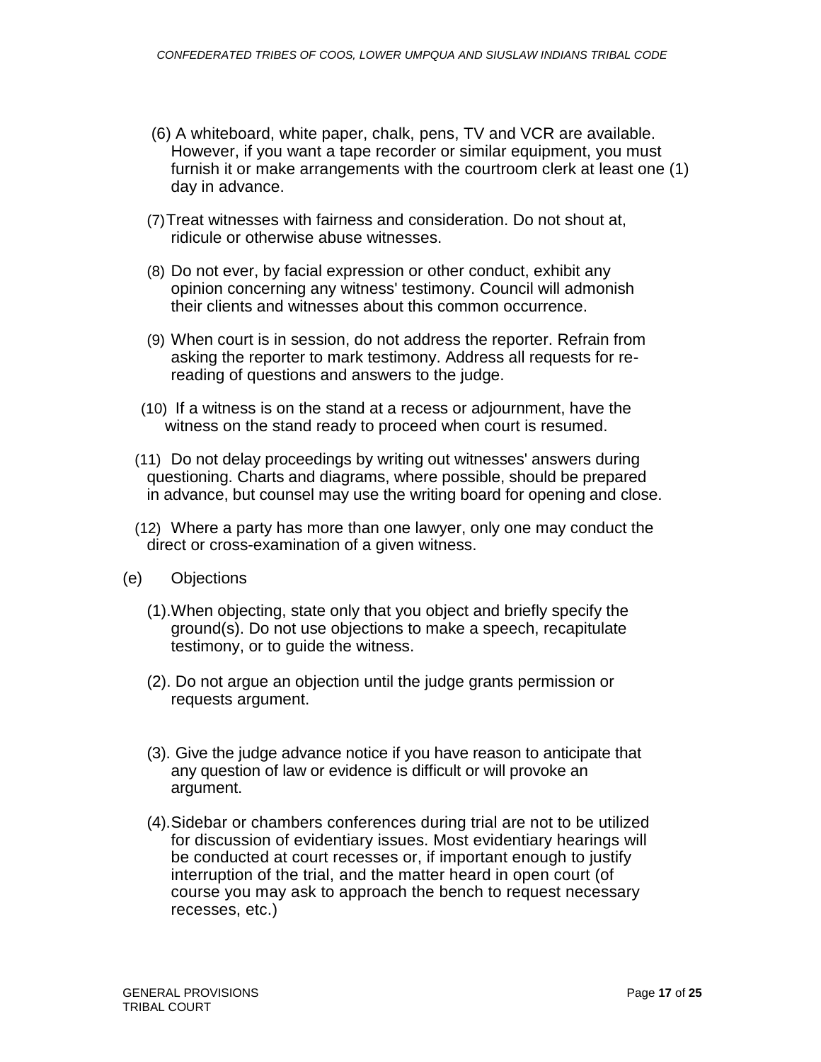(6) A whiteboard, white paper, chalk, pens, TV and VCR are available. However, if you want a tape recorder or similar equipment, you must furnish it or make arrangements with the courtroom clerk at least one (1) day in advance.

(7) Treat witnesses with fairness and consideration. Do not shout at, ridicule or otherwise abuse witnesses.

(8) Do not ever, by facial expression or other conduct, exhibit any opinion concerning any witness' testimony. Council will admonish their clients and witnesses about this common occurrence.

(9) When court is in session, do not address the reporter. Refrain from asking the reporter to mark testimony. Address all requests for re-reading of questions and answers to the judge.

(10) If a witness is on the stand at a recess or adjournment, have the witness on the stand ready to proceed when court is resumed.

(11) Do not delay proceedings by writing out witnesses' answers during questioning. Charts and diagrams, where possible, should be prepared in advance, but counsel may use the writing board for opening and close.

(12) Where a party has more than one lawyer, only one may conduct the direct or cross-examination of a given witness.

(e) Objections

(1). When objecting, state only that you object and briefly specify the ground(s). Do not use objections to make a speech, recapitulate testimony, or to guide the witness.

(2). Do not argue an objection until the judge grants permission or requests argument.

(3). Give the judge advance notice if you have reason to anticipate that any question of law or evidence is difficult or will provoke an argument.

(4). Sidebar or chambers conferences during trial are not to be utilized for discussion of evidentiary issues. Most evidentiary hearings will be conducted at court recesses or, if important enough to justify interruption of the trial, and the matter heard in open court (of course you may ask to approach the bench to request necessary recesses, etc.)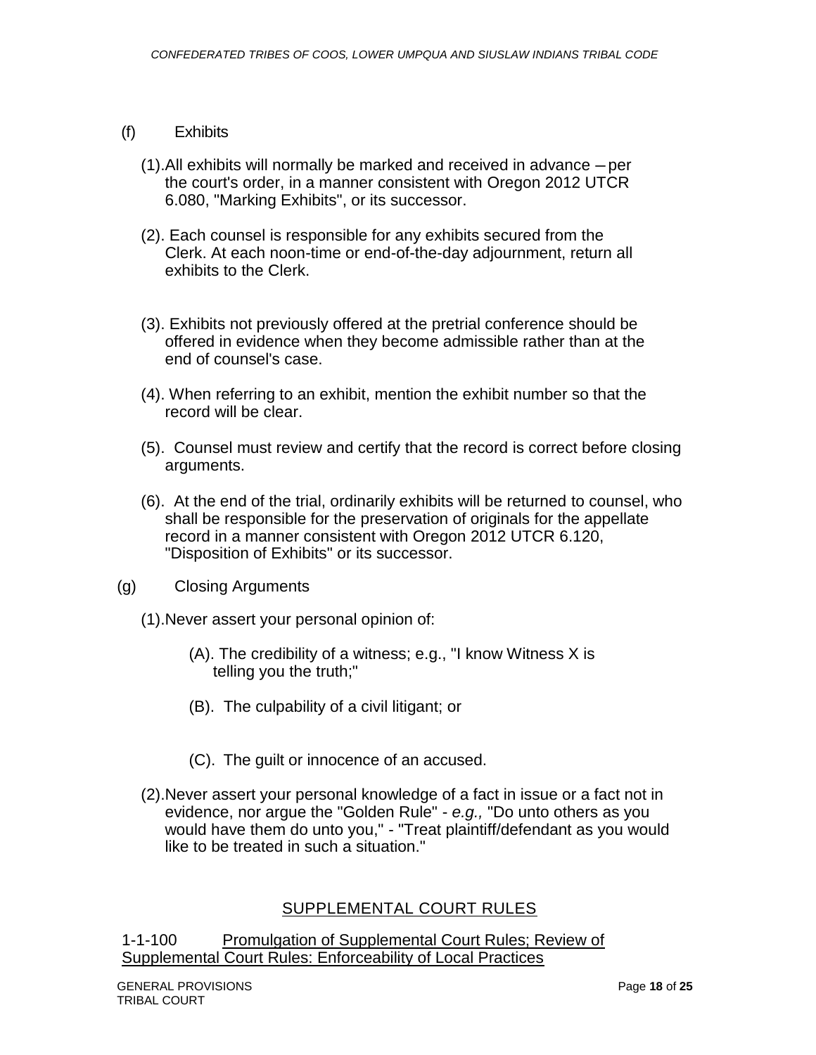(f) Exhibits

(1).All exhibits will normally be marked and received in advance – per the court's order, in a manner consistent with Oregon 2012 UTCR 6.080, "Marking Exhibits", or its successor.

(2). Each counsel is responsible for any exhibits secured from the Clerk. At each noon-time or end-of-the-day adjournment, return all exhibits to the Clerk.

(3). Exhibits not previously offered at the pretrial conference should be offered in evidence when they become admissible rather than at the end of counsel's case.

(4). When referring to an exhibit, mention the exhibit number so that the record will be clear.

(5). Counsel must review and certify that the record is correct before closing arguments.

(6). At the end of the trial, ordinarily exhibits will be returned to counsel, who shall be responsible for the preservation of originals for the appellate record in a manner consistent with Oregon 2012 UTCR 6.120, "Disposition of Exhibits" or its successor.

(g) Closing Arguments

(1).Never assert your personal opinion of:

(A). The credibility of a witness; e.g., "I know Witness X is telling you the truth;"

(B). The culpability of a civil litigant; or

(C). The guilt or innocence of an accused.

(2).Never assert your personal knowledge of a fact in issue or a fact not in evidence, nor argue the "Golden Rule" - *e.g.,* "Do unto others as you would have them do unto you," - "Treat plaintiff/defendant as you would like to be treated in such a situation."

## SUPPLEMENTAL COURT RULES

### 1-1-100 Promulgation of Supplemental Court Rules; Review of Supplemental Court Rules: Enforceability of Local Practices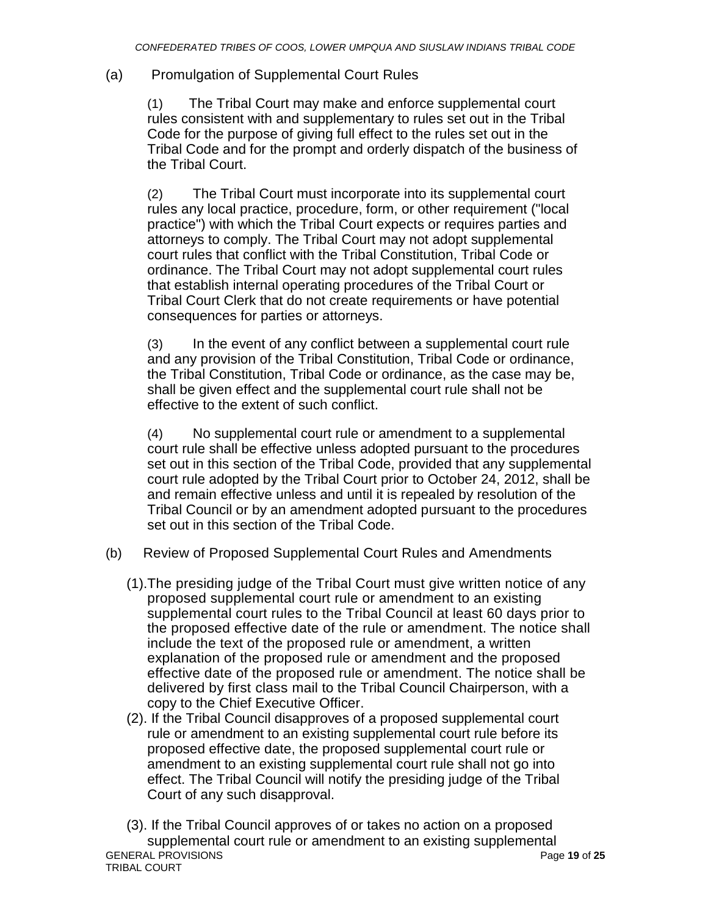(a) Promulgation of Supplemental Court Rules

(1) The Tribal Court may make and enforce supplemental court rules consistent with and supplementary to rules set out in the Tribal Code for the purpose of giving full effect to the rules set out in the Tribal Code and for the prompt and orderly dispatch of the business of the Tribal Court.

(2) The Tribal Court must incorporate into its supplemental court rules any local practice, procedure, form, or other requirement ("local practice") with which the Tribal Court expects or requires parties and attorneys to comply. The Tribal Court may not adopt supplemental court rules that conflict with the Tribal Constitution, Tribal Code or ordinance. The Tribal Court may not adopt supplemental court rules that establish internal operating procedures of the Tribal Court or Tribal Court Clerk that do not create requirements or have potential consequences for parties or attorneys.

(3) In the event of any conflict between a supplemental court rule and any provision of the Tribal Constitution, Tribal Code or ordinance, the Tribal Constitution, Tribal Code or ordinance, as the case may be, shall be given effect and the supplemental court rule shall not be effective to the extent of such conflict.

(4) No supplemental court rule or amendment to a supplemental court rule shall be effective unless adopted pursuant to the procedures set out in this section of the Tribal Code, provided that any supplemental court rule adopted by the Tribal Court prior to October 24, 2012, shall be and remain effective unless and until it is repealed by resolution of the Tribal Council or by an amendment adopted pursuant to the procedures set out in this section of the Tribal Code.

(b) Review of Proposed Supplemental Court Rules and Amendments

(1). The presiding judge of the Tribal Court must give written notice of any proposed supplemental court rule or amendment to an existing supplemental court rules to the Tribal Council at least 60 days prior to the proposed effective date of the rule or amendment. The notice shall include the text of the proposed rule or amendment, a written explanation of the proposed rule or amendment and the proposed effective date of the proposed rule or amendment. The notice shall be delivered by first class mail to the Tribal Council Chairperson, with a copy to the Chief Executive Officer.

(2). If the Tribal Council disapproves of a proposed supplemental court rule or amendment to an existing supplemental court rule before its proposed effective date, the proposed supplemental court rule or amendment to an existing supplemental court rule shall not go into effect. The Tribal Council will notify the presiding judge of the Tribal Court of any such disapproval.

(3). If the Tribal Council approves of or takes no action on a proposed supplemental court rule or amendment to an existing supplemental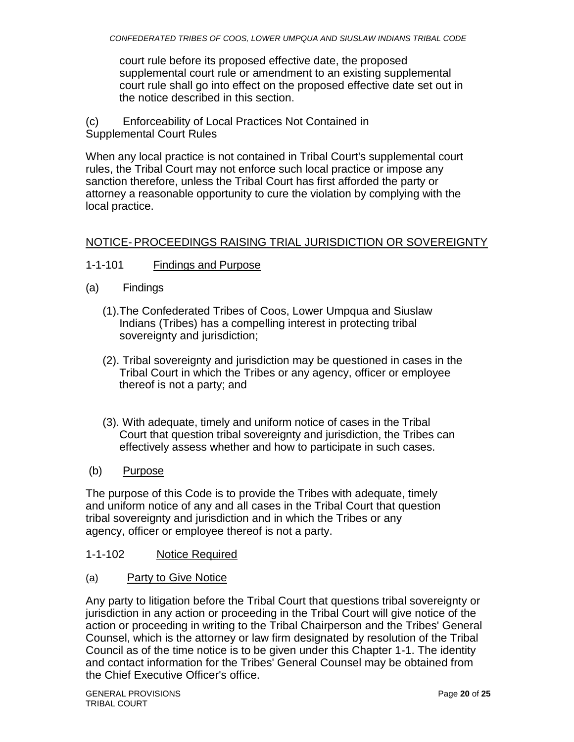court rule before its proposed effective date, the proposed supplemental court rule or amendment to an existing supplemental court rule shall go into effect on the proposed effective date set out in the notice described in this section.

(c) Enforceability of Local Practices Not Contained in Supplemental Court Rules

When any local practice is not contained in Tribal Court's supplemental court rules, the Tribal Court may not enforce such local practice or impose any sanction therefore, unless the Tribal Court has first afforded the party or attorney a reasonable opportunity to cure the violation by complying with the local practice.

## NOTICE- PROCEEDINGS RAISING TRIAL JURISDICTION OR SOVEREIGNTY

### 1-1-101 Findings and Purpose

(a) Findings

(1). The Confederated Tribes of Coos, Lower Umpqua and Siuslaw Indians (Tribes) has a compelling interest in protecting tribal sovereignty and jurisdiction;

(2). Tribal sovereignty and jurisdiction may be questioned in cases in the Tribal Court in which the Tribes or any agency, officer or employee thereof is not a party; and

(3). With adequate, timely and uniform notice of cases in the Tribal Court that question tribal sovereignty and jurisdiction, the Tribes can effectively assess whether and how to participate in such cases.

(b) Purpose

The purpose of this Code is to provide the Tribes with adequate, timely and uniform notice of any and all cases in the Tribal Court that question tribal sovereignty and jurisdiction and in which the Tribes or any agency, officer or employee thereof is not a party.

### 1-1-102 Notice Required

(a) Party to Give Notice

Any party to litigation before the Tribal Court that questions tribal sovereignty or jurisdiction in any action or proceeding in the Tribal Court will give notice of the action or proceeding in writing to the Tribal Chairperson and the Tribes' General Counsel, which is the attorney or law firm designated by resolution of the Tribal Council as of the time notice is to be given under this Chapter 1-1. The identity and contact information for the Tribes' General Counsel may be obtained from the Chief Executive Officer's office.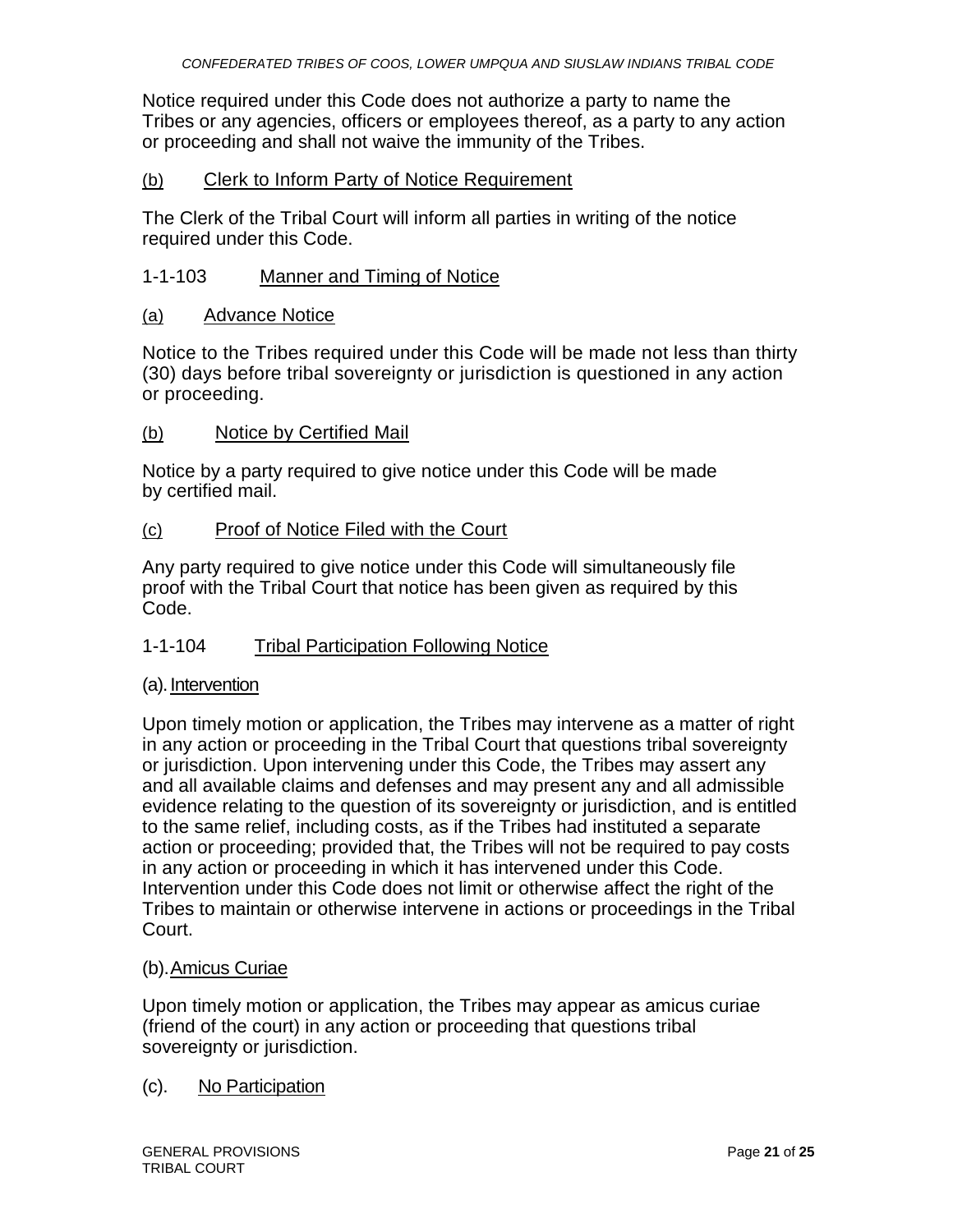Notice required under this Code does not authorize a party to name the Tribes or any agencies, officers or employees thereof, as a party to any action or proceeding and shall not waive the immunity of the Tribes.

(b) Clerk to Inform Party of Notice Requirement

The Clerk of the Tribal Court will inform all parties in writing of the notice required under this Code.

1-1-103 Manner and Timing of Notice

(a) Advance Notice

Notice to the Tribes required under this Code will be made not less than thirty (30) days before tribal sovereignty or jurisdiction is questioned in any action or proceeding.

(b) Notice by Certified Mail

Notice by a party required to give notice under this Code will be made by certified mail.

(c) Proof of Notice Filed with the Court

Any party required to give notice under this Code will simultaneously file proof with the Tribal Court that notice has been given as required by this Code.

1-1-104 Tribal Participation Following Notice

(a). Intervention

Upon timely motion or application, the Tribes may intervene as a matter of right in any action or proceeding in the Tribal Court that questions tribal sovereignty or jurisdiction. Upon intervening under this Code, the Tribes may assert any and all available claims and defenses and may present any and all admissible evidence relating to the question of its sovereignty or jurisdiction, and is entitled to the same relief, including costs, as if the Tribes had instituted a separate action or proceeding; provided that, the Tribes will not be required to pay costs in any action or proceeding in which it has intervened under this Code. Intervention under this Code does not limit or otherwise affect the right of the Tribes to maintain or otherwise intervene in actions or proceedings in the Tribal Court.

(b). Amicus Curiae

Upon timely motion or application, the Tribes may appear as amicus curiae (friend of the court) in any action or proceeding that questions tribal sovereignty or jurisdiction.

(c). No Participation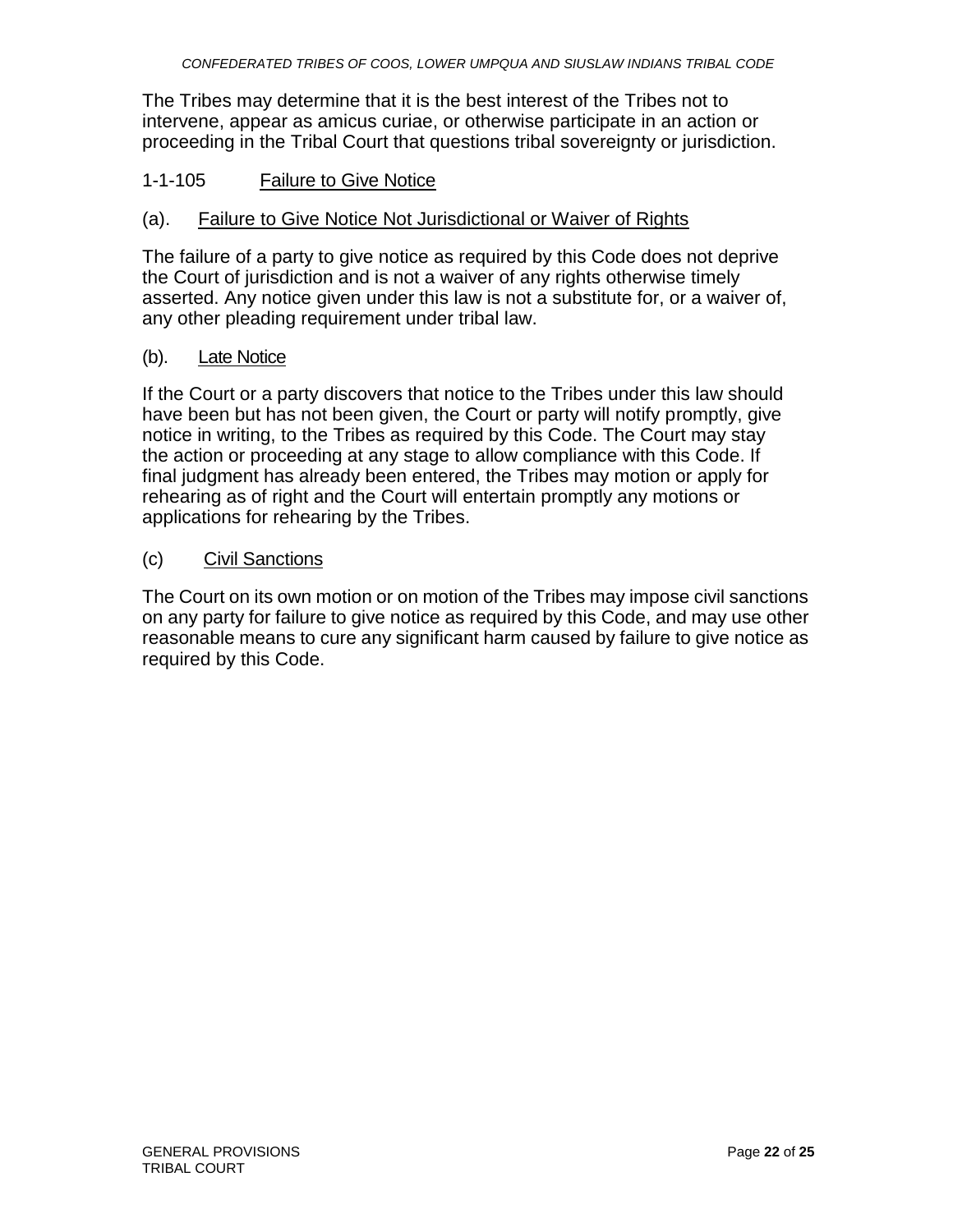The Tribes may determine that it is the best interest of the Tribes not to intervene, appear as amicus curiae, or otherwise participate in an action or proceeding in the Tribal Court that questions tribal sovereignty or jurisdiction.

## 1-1-105 Failure to Give Notice

### (a). Failure to Give Notice Not Jurisdictional or Waiver of Rights

The failure of a party to give notice as required by this Code does not deprive the Court of jurisdiction and is not a waiver of any rights otherwise timely asserted. Any notice given under this law is not a substitute for, or a waiver of, any other pleading requirement under tribal law.

### (b). Late Notice

If the Court or a party discovers that notice to the Tribes under this law should have been but has not been given, the Court or party will notify promptly, give notice in writing, to the Tribes as required by this Code. The Court may stay the action or proceeding at any stage to allow compliance with this Code. If final judgment has already been entered, the Tribes may motion or apply for rehearing as of right and the Court will entertain promptly any motions or applications for rehearing by the Tribes.

### (c) Civil Sanctions

The Court on its own motion or on motion of the Tribes may impose civil sanctions on any party for failure to give notice as required by this Code, and may use other reasonable means to cure any significant harm caused by failure to give notice as required by this Code.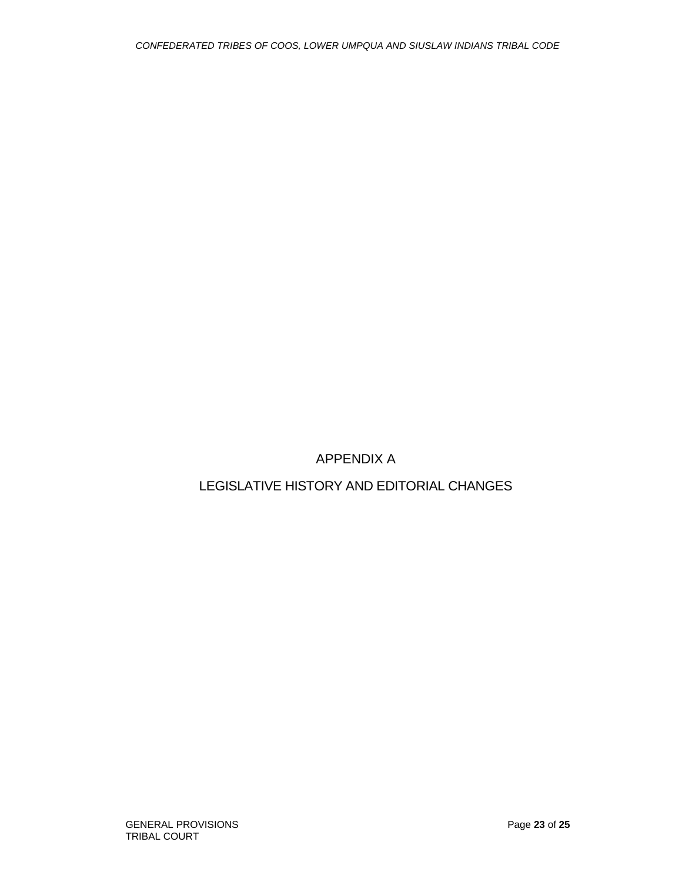# APPENDIX A

# LEGISLATIVE HISTORY AND EDITORIAL CHANGES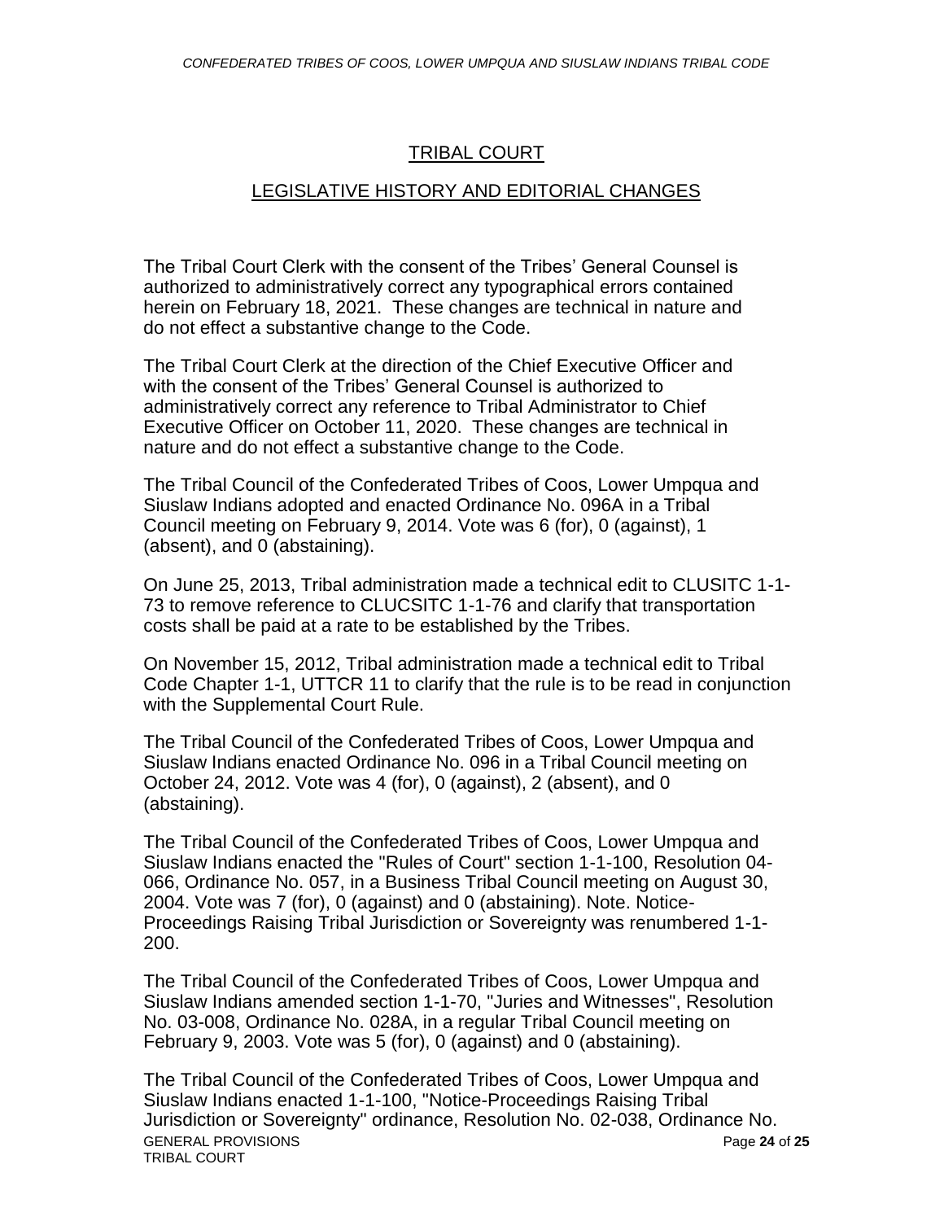## TRIBAL COURT

## LEGISLATIVE HISTORY AND EDITORIAL CHANGES

The Tribal Court Clerk with the consent of the Tribes' General Counsel is authorized to administratively correct any typographical errors contained herein on February 18, 2021. These changes are technical in nature and do not effect a substantive change to the Code.

The Tribal Court Clerk at the direction of the Chief Executive Officer and with the consent of the Tribes' General Counsel is authorized to administratively correct any reference to Tribal Administrator to Chief Executive Officer on October 11, 2020. These changes are technical in nature and do not effect a substantive change to the Code.

The Tribal Council of the Confederated Tribes of Coos, Lower Umpqua and Siuslaw Indians adopted and enacted Ordinance No. 096A in a Tribal Council meeting on February 9, 2014. Vote was 6 (for), 0 (against), 1 (absent), and 0 (abstaining).

On June 25, 2013, Tribal administration made a technical edit to CLUSITC 1-1-73 to remove reference to CLUCSITC 1-1-76 and clarify that transportation costs shall be paid at a rate to be established by the Tribes.

On November 15, 2012, Tribal administration made a technical edit to Tribal Code Chapter 1-1, UTTCR 11 to clarify that the rule is to be read in conjunction with the Supplemental Court Rule.

The Tribal Council of the Confederated Tribes of Coos, Lower Umpqua and Siuslaw Indians enacted Ordinance No. 096 in a Tribal Council meeting on October 24, 2012. Vote was 4 (for), 0 (against), 2 (absent), and 0 (abstaining).

The Tribal Council of the Confederated Tribes of Coos, Lower Umpqua and Siuslaw Indians enacted the "Rules of Court" section 1-1-100, Resolution 04-066, Ordinance No. 057, in a Business Tribal Council meeting on August 30, 2004. Vote was 7 (for), 0 (against) and 0 (abstaining). Note. Notice-Proceedings Raising Tribal Jurisdiction or Sovereignty was renumbered 1-1-200.

The Tribal Council of the Confederated Tribes of Coos, Lower Umpqua and Siuslaw Indians amended section 1-1-70, "Juries and Witnesses", Resolution No. 03-008, Ordinance No. 028A, in a regular Tribal Council meeting on February 9, 2003. Vote was 5 (for), 0 (against) and 0 (abstaining).

The Tribal Council of the Confederated Tribes of Coos, Lower Umpqua and Siuslaw Indians enacted 1-1-100, "Notice-Proceedings Raising Tribal Jurisdiction or Sovereignty" ordinance, Resolution No. 02-038, Ordinance No.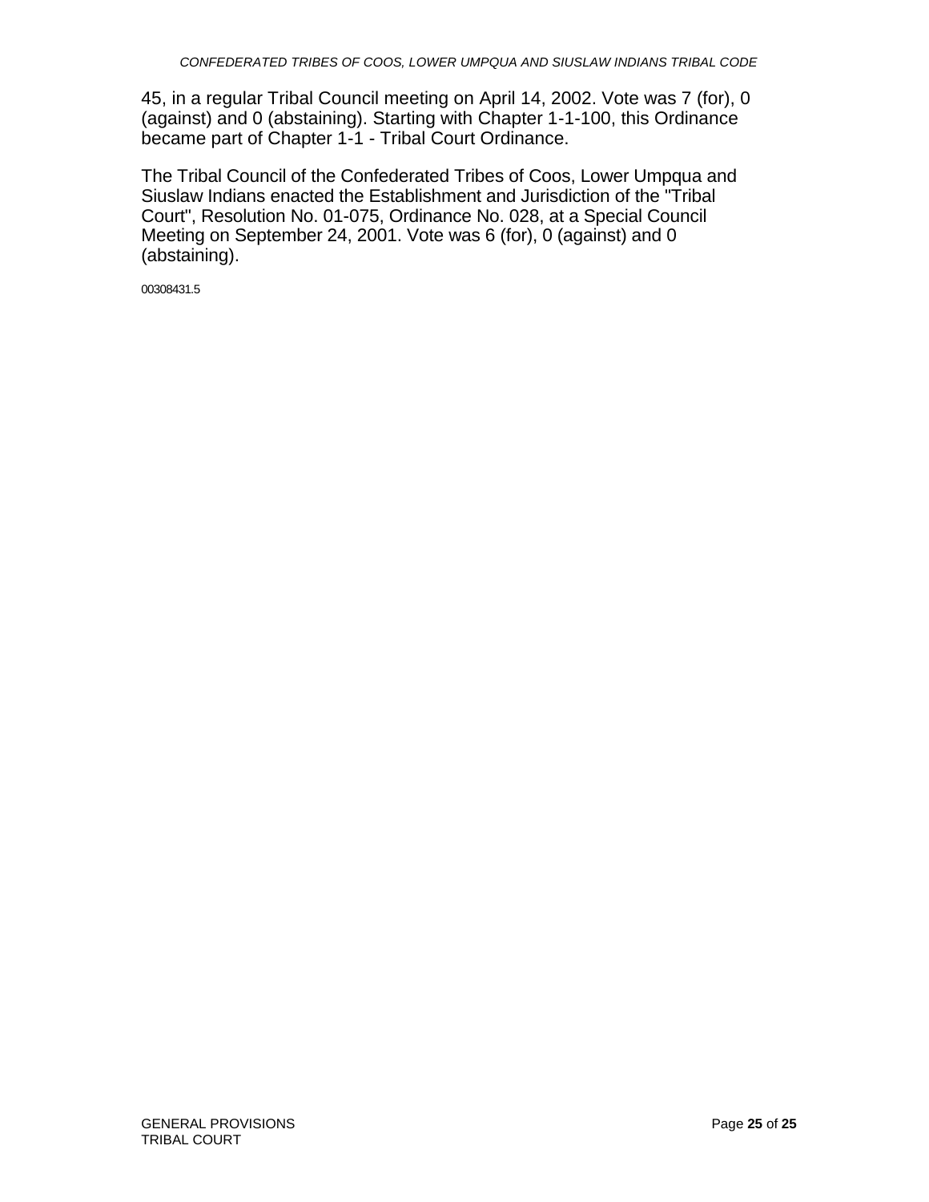45, in a regular Tribal Council meeting on April 14, 2002. Vote was 7 (for), 0 (against) and 0 (abstaining). Starting with Chapter 1-1-100, this Ordinance became part of Chapter 1-1 - Tribal Court Ordinance.

The Tribal Council of the Confederated Tribes of Coos, Lower Umpqua and Siuslaw Indians enacted the Establishment and Jurisdiction of the "Tribal Court", Resolution No. 01-075, Ordinance No. 028, at a Special Council Meeting on September 24, 2001. Vote was 6 (for), 0 (against) and 0 (abstaining).

00308431.5